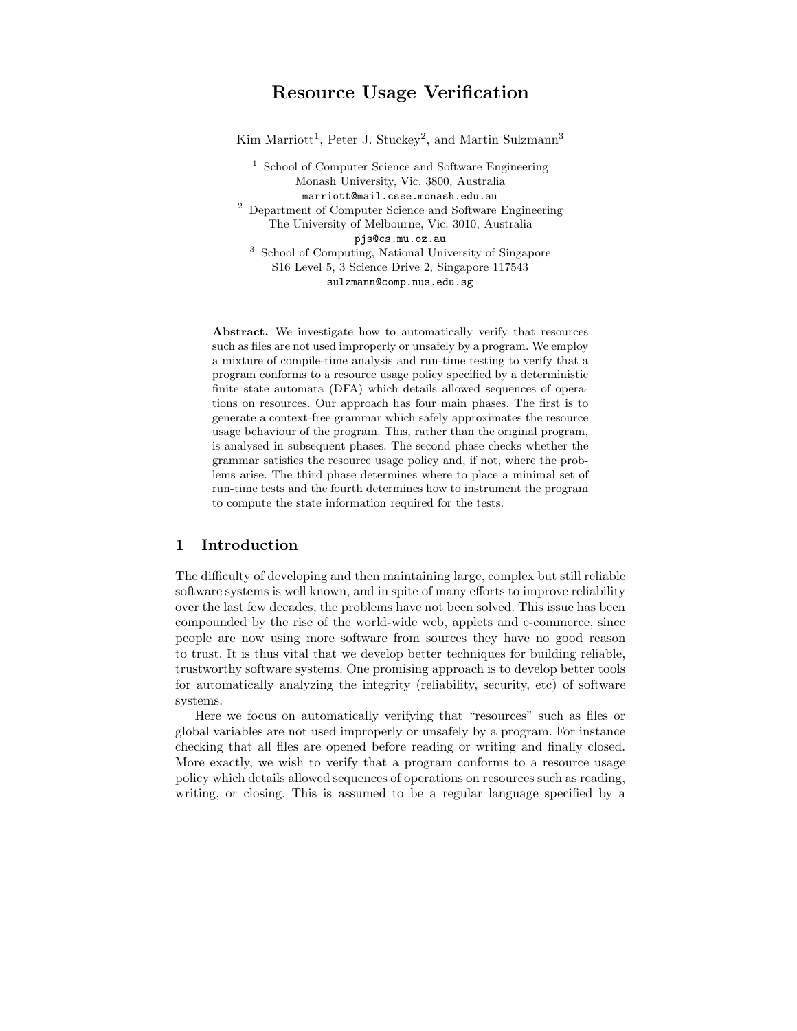# Resource Usage Verification

Kim Marriott[1], Peter J. Stuckey[2], and Martin Sulzmann[3]

[1] School of Computer Science and Software Engineering
Monash University, Vic. 3800, Australia
marriott@mail.csse.monash.edu.au

[2] Department of Computer Science and Software Engineering
The University of Melbourne, Vic. 3010, Australia
pjs@cs.mu.oz.au

[3] School of Computing, National University of Singapore
S16 Level 5, 3 Science Drive 2, Singapore 117543
sulzmann@comp.nus.edu.sg

**Abstract.** We investigate how to automatically verify that resources such as files are not used improperly or unsafely by a program. We employ a mixture of compile-time analysis and run-time testing to verify that a program conforms to a resource usage policy specified by a deterministic finite state automata (DFA) which details allowed sequences of operations on resources. Our approach has four main phases. The first is to generate a context-free grammar which safely approximates the resource usage behaviour of the program. This, rather than the original program, is analysed in subsequent phases. The second phase checks whether the grammar satisfies the resource usage policy and, if not, where the problems arise. The third phase determines where to place a minimal set of run-time tests and the fourth determines how to instrument the program to compute the state information required for the tests.

## 1 Introduction

The difficulty of developing and then maintaining large, complex but still reliable software systems is well known, and in spite of many efforts to improve reliability over the last few decades, the problems have not been solved. This issue has been compounded by the rise of the world-wide web, applets and e-commerce, since people are now using more software from sources they have no good reason to trust. It is thus vital that we develop better techniques for building reliable, trustworthy software systems. One promising approach is to develop better tools for automatically analyzing the integrity (reliability, security, etc) of software systems.

Here we focus on automatically verifying that "resources" such as files or global variables are not used improperly or unsafely by a program. For instance checking that all files are opened before reading or writing and finally closed. More exactly, we wish to verify that a program conforms to a resource usage policy which details allowed sequences of operations on resources such as reading, writing, or closing. This is assumed to be a regular language specified by a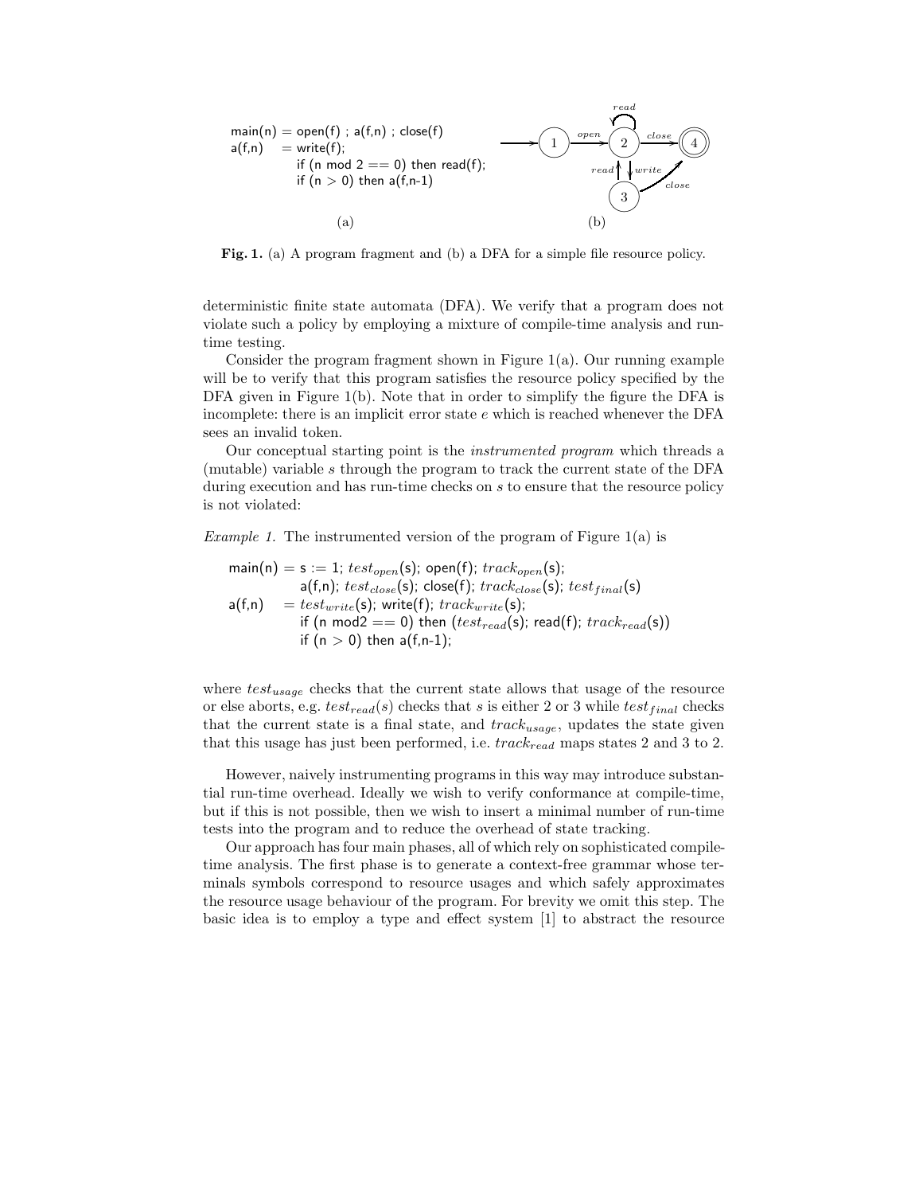```
main(n) = open(f) ; a(f,n) ; close(f)
a(f,n)  = write(f);
          if (n mod 2 == 0) then read(f);
          if (n > 0) then a(f,n-1)
```

(a)

(b)

**Fig. 1.** (a) A program fragment and (b) a DFA for a simple file resource policy.

deterministic finite state automata (DFA). We verify that a program does not violate such a policy by employing a mixture of compile-time analysis and run-time testing.

Consider the program fragment shown in Figure 1(a). Our running example will be to verify that this program satisfies the resource policy specified by the DFA given in Figure 1(b). Note that in order to simplify the figure the DFA is incomplete: there is an implicit error state $e$ which is reached whenever the DFA sees an invalid token.

Our conceptual starting point is the *instrumented program* which threads a (mutable) variable $s$ through the program to track the current state of the DFA during execution and has run-time checks on $s$ to ensure that the resource policy is not violated:

*Example 1.* The instrumented version of the program of Figure 1(a) is

main(n) = s := 1; $test_{open}$(s); open(f); $track_{open}$(s);
a(f,n); $test_{close}$(s); close(f); $track_{close}$(s); $test_{final}$(s)
a(f,n) = $test_{write}$(s); write(f); $track_{write}$(s);
if (n mod2 == 0) then ($test_{read}$(s); read(f); $track_{read}$(s))
if (n > 0) then a(f,n-1);

where $test_{usage}$ checks that the current state allows that usage of the resource or else aborts, e.g. $test_{read}(s)$ checks that $s$ is either 2 or 3 while $test_{final}$ checks that the current state is a final state, and $track_{usage}$, updates the state given that this usage has just been performed, i.e. $track_{read}$ maps states 2 and 3 to 2.

However, naively instrumenting programs in this way may introduce substantial run-time overhead. Ideally we wish to verify conformance at compile-time, but if this is not possible, then we wish to insert a minimal number of run-time tests into the program and to reduce the overhead of state tracking.

Our approach has four main phases, all of which rely on sophisticated compile-time analysis. The first phase is to generate a context-free grammar whose terminals symbols correspond to resource usages and which safely approximates the resource usage behaviour of the program. For brevity we omit this step. The basic idea is to employ a type and effect system [1] to abstract the resource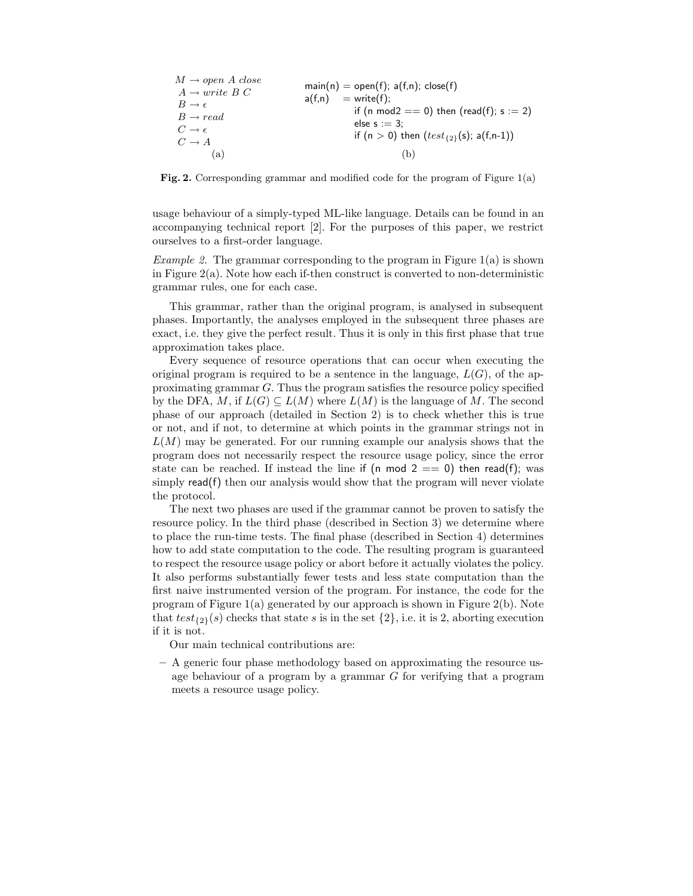$M \to open\ A\ close$
$A \to write\ B\ C$
$B \to \epsilon$
$B \to read$
$C \to \epsilon$
$C \to A$

(a)

```
main(n) = open(f); a(f,n); close(f)
a(f,n)  = write(f);
          if (n mod2 == 0) then (read(f); s := 2)
          else s := 3;
          if (n > 0) then (test_{2}(s); a(f,n-1))
```

(b)

**Fig. 2.** Corresponding grammar and modified code for the program of Figure 1(a)

usage behaviour of a simply-typed ML-like language. Details can be found in an accompanying technical report [2]. For the purposes of this paper, we restrict ourselves to a first-order language.

*Example 2.* The grammar corresponding to the program in Figure 1(a) is shown in Figure 2(a). Note how each if-then construct is converted to non-deterministic grammar rules, one for each case.

This grammar, rather than the original program, is analysed in subsequent phases. Importantly, the analyses employed in the subsequent three phases are exact, i.e. they give the perfect result. Thus it is only in this first phase that true approximation takes place.

Every sequence of resource operations that can occur when executing the original program is required to be a sentence in the language, $L(G)$, of the approximating grammar $G$. Thus the program satisfies the resource policy specified by the DFA, $M$, if $L(G) \subseteq L(M)$ where $L(M)$ is the language of $M$. The second phase of our approach (detailed in Section 2) is to check whether this is true or not, and if not, to determine at which points in the grammar strings not in $L(M)$ may be generated. For our running example our analysis shows that the program does not necessarily respect the resource usage policy, since the error state can be reached. If instead the line if (n mod 2 == 0) then read(f); was simply read(f) then our analysis would show that the program will never violate the protocol.

The next two phases are used if the grammar cannot be proven to satisfy the resource policy. In the third phase (described in Section 3) we determine where to place the run-time tests. The final phase (described in Section 4) determines how to add state computation to the code. The resulting program is guaranteed to respect the resource usage policy or abort before it actually violates the policy. It also performs substantially fewer tests and less state computation than the first naive instrumented version of the program. For instance, the code for the program of Figure 1(a) generated by our approach is shown in Figure 2(b). Note that $test_{\{2\}}(s)$ checks that state $s$ is in the set $\{2\}$, i.e. it is 2, aborting execution if it is not.

Our main technical contributions are:

– A generic four phase methodology based on approximating the resource usage behaviour of a program by a grammar $G$ for verifying that a program meets a resource usage policy.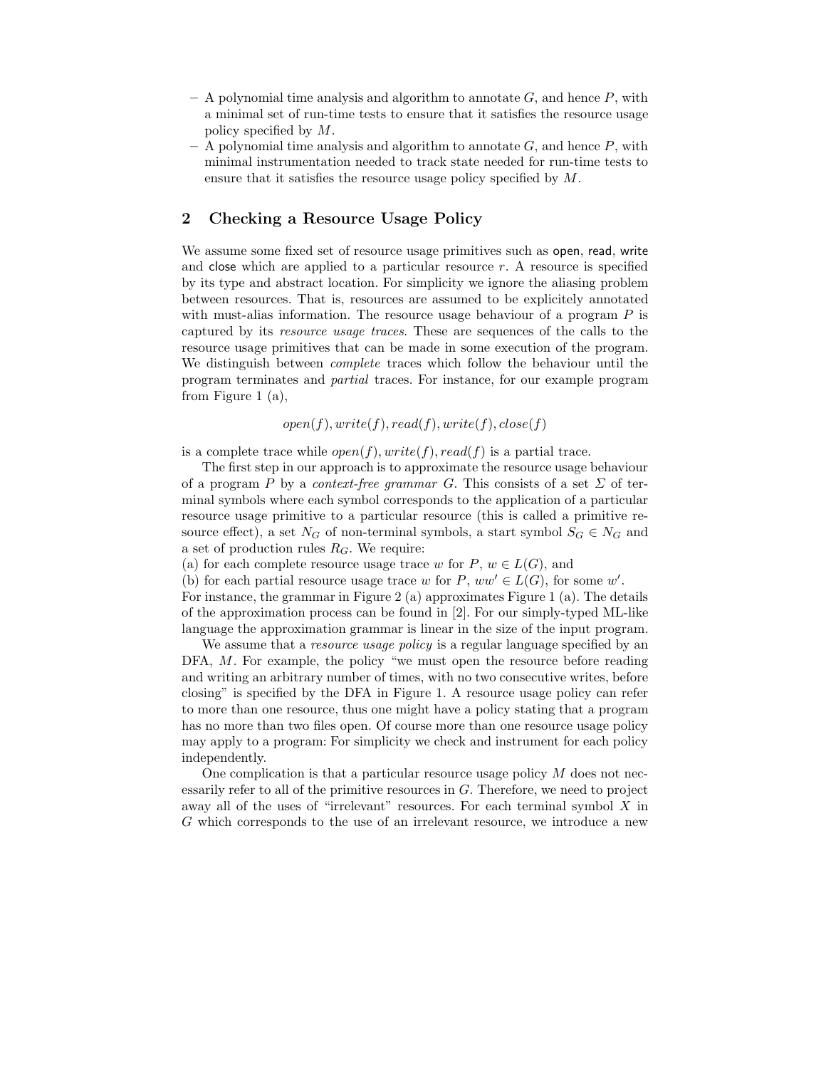– A polynomial time analysis and algorithm to annotate $G$, and hence $P$, with a minimal set of run-time tests to ensure that it satisfies the resource usage policy specified by $M$.
– A polynomial time analysis and algorithm to annotate $G$, and hence $P$, with minimal instrumentation needed to track state needed for run-time tests to ensure that it satisfies the resource usage policy specified by $M$.

## 2 Checking a Resource Usage Policy

We assume some fixed set of resource usage primitives such as open, read, write and close which are applied to a particular resource $r$. A resource is specified by its type and abstract location. For simplicity we ignore the aliasing problem between resources. That is, resources are assumed to be explicitely annotated with must-alias information. The resource usage behaviour of a program $P$ is captured by its *resource usage traces*. These are sequences of the calls to the resource usage primitives that can be made in some execution of the program. We distinguish between *complete* traces which follow the behaviour until the program terminates and *partial* traces. For instance, for our example program from Figure 1 (a),

$$open(f), write(f), read(f), write(f), close(f)$$

is a complete trace while $open(f), write(f), read(f)$ is a partial trace.

The first step in our approach is to approximate the resource usage behaviour of a program $P$ by a *context-free grammar* $G$. This consists of a set $\Sigma$ of terminal symbols where each symbol corresponds to the application of a particular resource usage primitive to a particular resource (this is called a primitive resource effect), a set $N_G$ of non-terminal symbols, a start symbol $S_G \in N_G$ and a set of production rules $R_G$. We require:
(a) for each complete resource usage trace $w$ for $P$, $w \in L(G)$, and
(b) for each partial resource usage trace $w$ for $P$, $ww' \in L(G)$, for some $w'$.
For instance, the grammar in Figure 2 (a) approximates Figure 1 (a). The details of the approximation process can be found in [2]. For our simply-typed ML-like language the approximation grammar is linear in the size of the input program.

We assume that a *resource usage policy* is a regular language specified by an DFA, $M$. For example, the policy "we must open the resource before reading and writing an arbitrary number of times, with no two consecutive writes, before closing" is specified by the DFA in Figure 1. A resource usage policy can refer to more than one resource, thus one might have a policy stating that a program has no more than two files open. Of course more than one resource usage policy may apply to a program: For simplicity we check and instrument for each policy independently.

One complication is that a particular resource usage policy $M$ does not necessarily refer to all of the primitive resources in $G$. Therefore, we need to project away all of the uses of "irrelevant" resources. For each terminal symbol $X$ in $G$ which corresponds to the use of an irrelevant resource, we introduce a new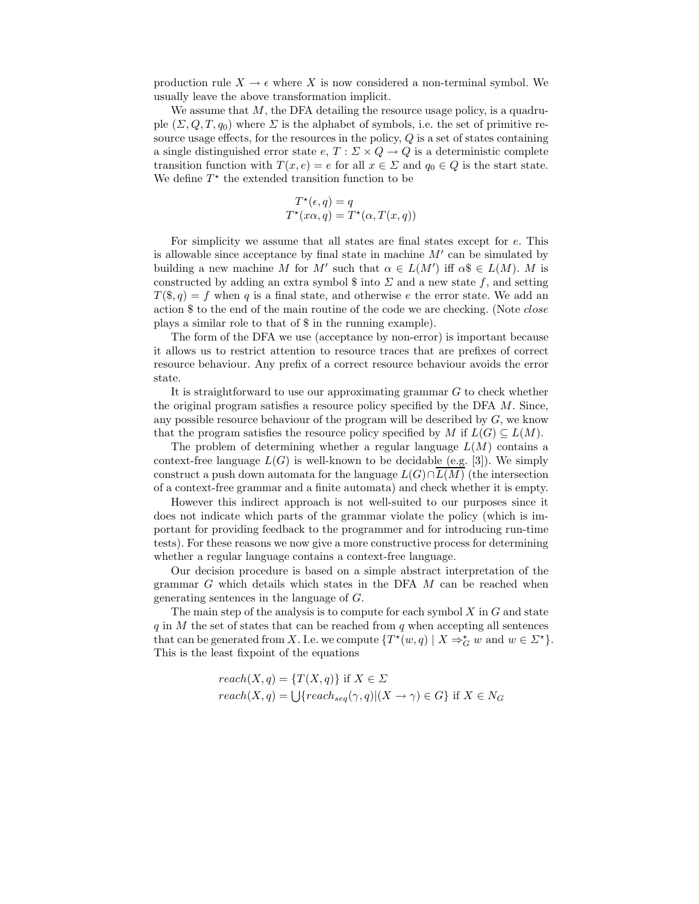production rule $X \to \epsilon$ where $X$ is now considered a non-terminal symbol. We usually leave the above transformation implicit.

We assume that $M$, the DFA detailing the resource usage policy, is a quadruple $(\Sigma, Q, T, q_0)$ where $\Sigma$ is the alphabet of symbols, i.e. the set of primitive resource usage effects, for the resources in the policy, $Q$ is a set of states containing a single distinguished error state $e$, $T : \Sigma \times Q \to Q$ is a deterministic complete transition function with $T(x, e) = e$ for all $x \in \Sigma$ and $q_0 \in Q$ is the start state. We define $T^\star$ the extended transition function to be

$$
\begin{aligned}
T^\star(\epsilon, q) &= q \\
T^\star(x\alpha, q) &= T^\star(\alpha, T(x, q))
\end{aligned}
$$

For simplicity we assume that all states are final states except for $e$. This is allowable since acceptance by final state in machine $M'$ can be simulated by building a new machine $M$ for $M'$ such that $\alpha \in L(M')$ iff $\alpha\$ \in L(M)$. $M$ is constructed by adding an extra symbol \$ into $\Sigma$ and a new state $f$, and setting $T(\$, q) = f$ when $q$ is a final state, and otherwise $e$ the error state. We add an action \$ to the end of the main routine of the code we are checking. (Note *close* plays a similar role to that of \$ in the running example).

The form of the DFA we use (acceptance by non-error) is important because it allows us to restrict attention to resource traces that are prefixes of correct resource behaviour. Any prefix of a correct resource behaviour avoids the error state.

It is straightforward to use our approximating grammar $G$ to check whether the original program satisfies a resource policy specified by the DFA $M$. Since, any possible resource behaviour of the program will be described by $G$, we know that the program satisfies the resource policy specified by $M$ if $L(G) \subseteq L(M)$.

The problem of determining whether a regular language $L(M)$ contains a context-free language $L(G)$ is well-known to be decidable (e.g. [3]). We simply construct a push down automata for the language $L(G) \cap \overline{L(M)}$ (the intersection of a context-free grammar and a finite automata) and check whether it is empty.

However this indirect approach is not well-suited to our purposes since it does not indicate which parts of the grammar violate the policy (which is important for providing feedback to the programmer and for introducing run-time tests). For these reasons we now give a more constructive process for determining whether a regular language contains a context-free language.

Our decision procedure is based on a simple abstract interpretation of the grammar $G$ which details which states in the DFA $M$ can be reached when generating sentences in the language of $G$.

The main step of the analysis is to compute for each symbol $X$ in $G$ and state $q$ in $M$ the set of states that can be reached from $q$ when accepting all sentences that can be generated from $X$. I.e. we compute $\{T^\star(w, q) \mid X \Rightarrow^\star_G w \text{ and } w \in \Sigma^\star\}$. This is the least fixpoint of the equations

$$
\begin{aligned}
&reach(X, q) = \{T(X, q)\} \text{ if } X \in \Sigma \\
&reach(X, q) = \bigcup\{reach_{seq}(\gamma, q) | (X \to \gamma) \in G\} \text{ if } X \in N_G
\end{aligned}
$$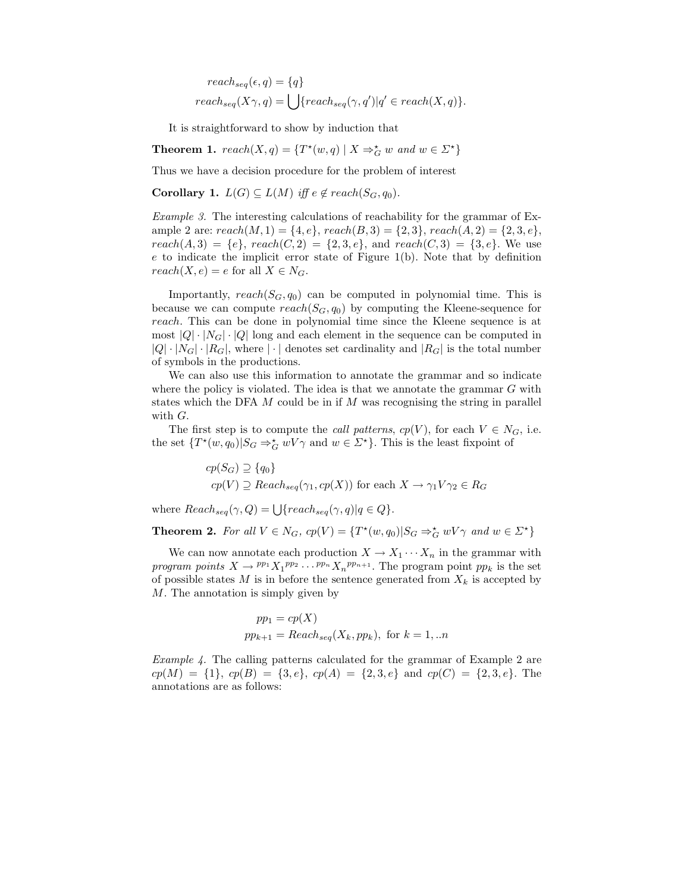$$reach_{seq}(\epsilon, q) = \{q\}$$

$$reach_{seq}(X\gamma, q) = \bigcup\{reach_{seq}(\gamma, q') | q' \in reach(X, q)\}.$$

It is straightforward to show by induction that

**Theorem 1.** *$reach(X, q) = \{T^\star(w, q) \mid X \Rightarrow^\star_G w$ and $w \in \Sigma^\star\}$*

Thus we have a decision procedure for the problem of interest

**Corollary 1.** *$L(G) \subseteq L(M)$ iff $e \notin reach(S_G, q_0)$.*

*Example 3.* The interesting calculations of reachability for the grammar of Example 2 are: $reach(M, 1) = \{4, e\}$, $reach(B, 3) = \{2, 3\}$, $reach(A, 2) = \{2, 3, e\}$, $reach(A, 3) = \{e\}$, $reach(C, 2) = \{2, 3, e\}$, and $reach(C, 3) = \{3, e\}$. We use $e$ to indicate the implicit error state of Figure 1(b). Note that by definition $reach(X, e) = e$ for all $X \in N_G$.

Importantly, $reach(S_G, q_0)$ can be computed in polynomial time. This is because we can compute $reach(S_G, q_0)$ by computing the Kleene-sequence for *reach*. This can be done in polynomial time since the Kleene sequence is at most $|Q| \cdot |N_G| \cdot |Q|$ long and each element in the sequence can be computed in $|Q| \cdot |N_G| \cdot |R_G|$, where $|\cdot|$ denotes set cardinality and $|R_G|$ is the total number of symbols in the productions.

We can also use this information to annotate the grammar and so indicate where the policy is violated. The idea is that we annotate the grammar $G$ with states which the DFA $M$ could be in if $M$ was recognising the string in parallel with $G$.

The first step is to compute the *call patterns*, $cp(V)$, for each $V \in N_G$, i.e. the set $\{T^\star(w, q_0) | S_G \Rightarrow^\star_G wV\gamma$ and $w \in \Sigma^\star\}$. This is the least fixpoint of

$$cp(S_G) \supseteq \{q_0\}$$

$$cp(V) \supseteq Reach_{seq}(\gamma_1, cp(X)) \text{ for each } X \rightarrow \gamma_1 V \gamma_2 \in R_G$$

where $Reach_{seq}(\gamma, Q) = \bigcup\{reach_{seq}(\gamma, q) | q \in Q\}$.

**Theorem 2.** *For all $V \in N_G$, $cp(V) = \{T^\star(w, q_0) | S_G \Rightarrow^\star_G wV\gamma$ and $w \in \Sigma^\star\}$*

We can now annotate each production $X \rightarrow X_1 \cdots X_n$ in the grammar with *program points* $X \rightarrow {}^{pp_1}X_1{}^{pp_2} \ldots {}^{pp_n}X_n{}^{pp_{n+1}}$. The program point $pp_k$ is the set of possible states $M$ is in before the sentence generated from $X_k$ is accepted by $M$. The annotation is simply given by

$$pp_1 = cp(X)$$

$$pp_{k+1} = Reach_{seq}(X_k, pp_k), \text{ for } k = 1, ..n$$

*Example 4.* The calling patterns calculated for the grammar of Example 2 are $cp(M) = \{1\}$, $cp(B) = \{3, e\}$, $cp(A) = \{2, 3, e\}$ and $cp(C) = \{2, 3, e\}$. The annotations are as follows: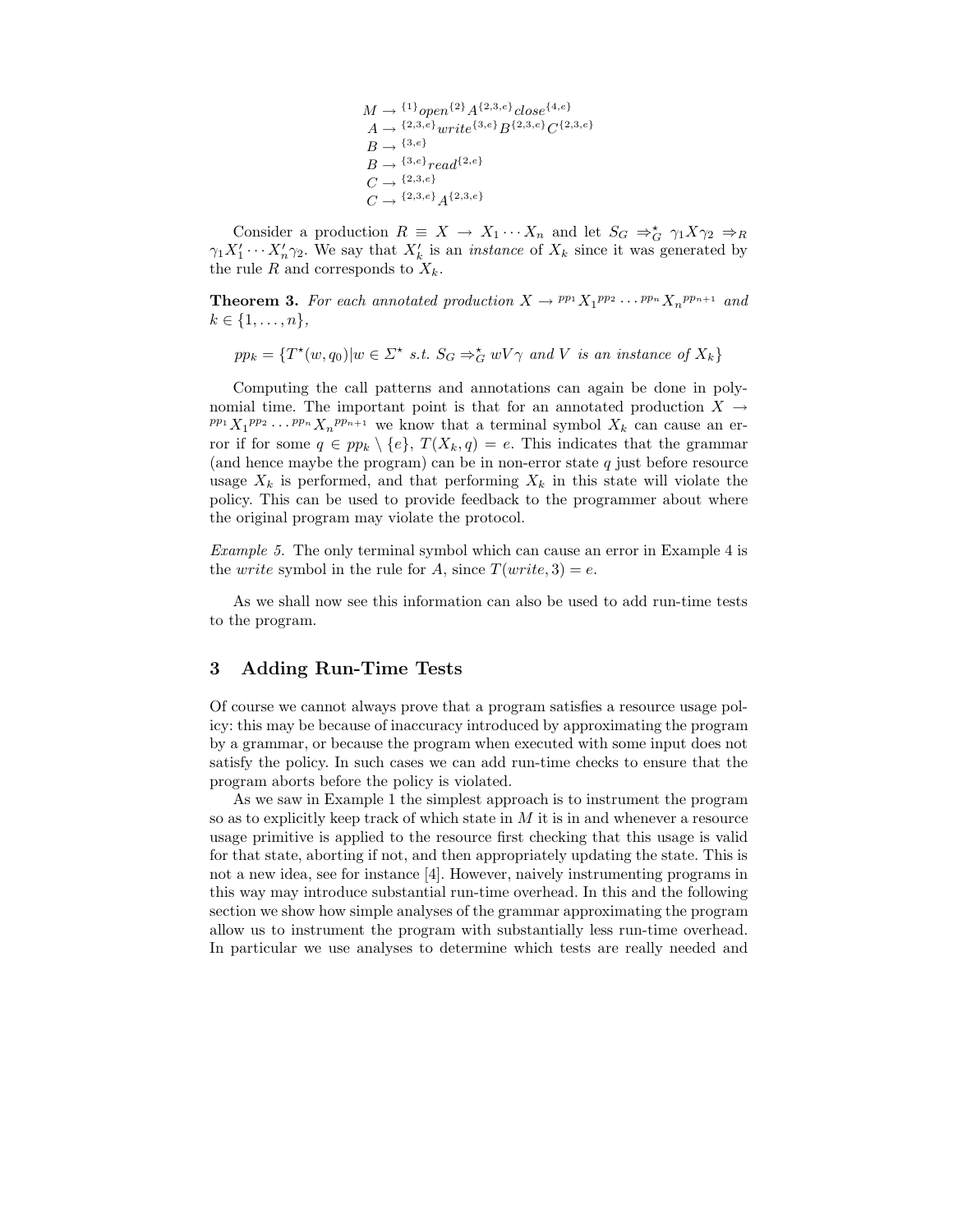$$
\begin{array}{l}
M \to {}^{\{1\}}open^{\{2\}}A^{\{2,3,e\}}close^{\{4,e\}} \\
A \to {}^{\{2,3,e\}}write^{\{3,e\}}B^{\{2,3,e\}}C^{\{2,3,e\}} \\
B \to {}^{\{3,e\}} \\
B \to {}^{\{3,e\}}read^{\{2,e\}} \\
C \to {}^{\{2,3,e\}} \\
C \to {}^{\{2,3,e\}}A^{\{2,3,e\}}
\end{array}
$$

Consider a production $R \equiv X \to X_1 \cdots X_n$ and let $S_G \Rightarrow^\star_G \gamma_1 X \gamma_2 \Rightarrow_R \gamma_1 X'_1 \cdots X'_n \gamma_2$. We say that $X'_k$ is an *instance* of $X_k$ since it was generated by the rule $R$ and corresponds to $X_k$.

**Theorem 3.** *For each annotated production $X \to {}^{pp_1}X_1{}^{pp_2} \ldots {}^{pp_n}X_n{}^{pp_{n+1}}$ and $k \in \{1, \ldots, n\}$,*

$$pp_k = \{T^\star(w, q_0) | w \in \Sigma^\star \text{ s.t. } S_G \Rightarrow^\star_G wV\gamma \text{ and } V \text{ is an instance of } X_k\}$$

Computing the call patterns and annotations can again be done in polynomial time. The important point is that for an annotated production $X \to {}^{pp_1}X_1{}^{pp_2} \ldots {}^{pp_n}X_n{}^{pp_{n+1}}$ we know that a terminal symbol $X_k$ can cause an error if for some $q \in pp_k \setminus \{e\}$, $T(X_k, q) = e$. This indicates that the grammar (and hence maybe the program) can be in non-error state $q$ just before resource usage $X_k$ is performed, and that performing $X_k$ in this state will violate the policy. This can be used to provide feedback to the programmer about where the original program may violate the protocol.

*Example 5.* The only terminal symbol which can cause an error in Example 4 is the *write* symbol in the rule for $A$, since $T(write, 3) = e$.

As we shall now see this information can also be used to add run-time tests to the program.

## 3 Adding Run-Time Tests

Of course we cannot always prove that a program satisfies a resource usage policy: this may be because of inaccuracy introduced by approximating the program by a grammar, or because the program when executed with some input does not satisfy the policy. In such cases we can add run-time checks to ensure that the program aborts before the policy is violated.

As we saw in Example 1 the simplest approach is to instrument the program so as to explicitly keep track of which state in $M$ it is in and whenever a resource usage primitive is applied to the resource first checking that this usage is valid for that state, aborting if not, and then appropriately updating the state. This is not a new idea, see for instance [4]. However, naively instrumenting programs in this way may introduce substantial run-time overhead. In this and the following section we show how simple analyses of the grammar approximating the program allow us to instrument the program with substantially less run-time overhead. In particular we use analyses to determine which tests are really needed and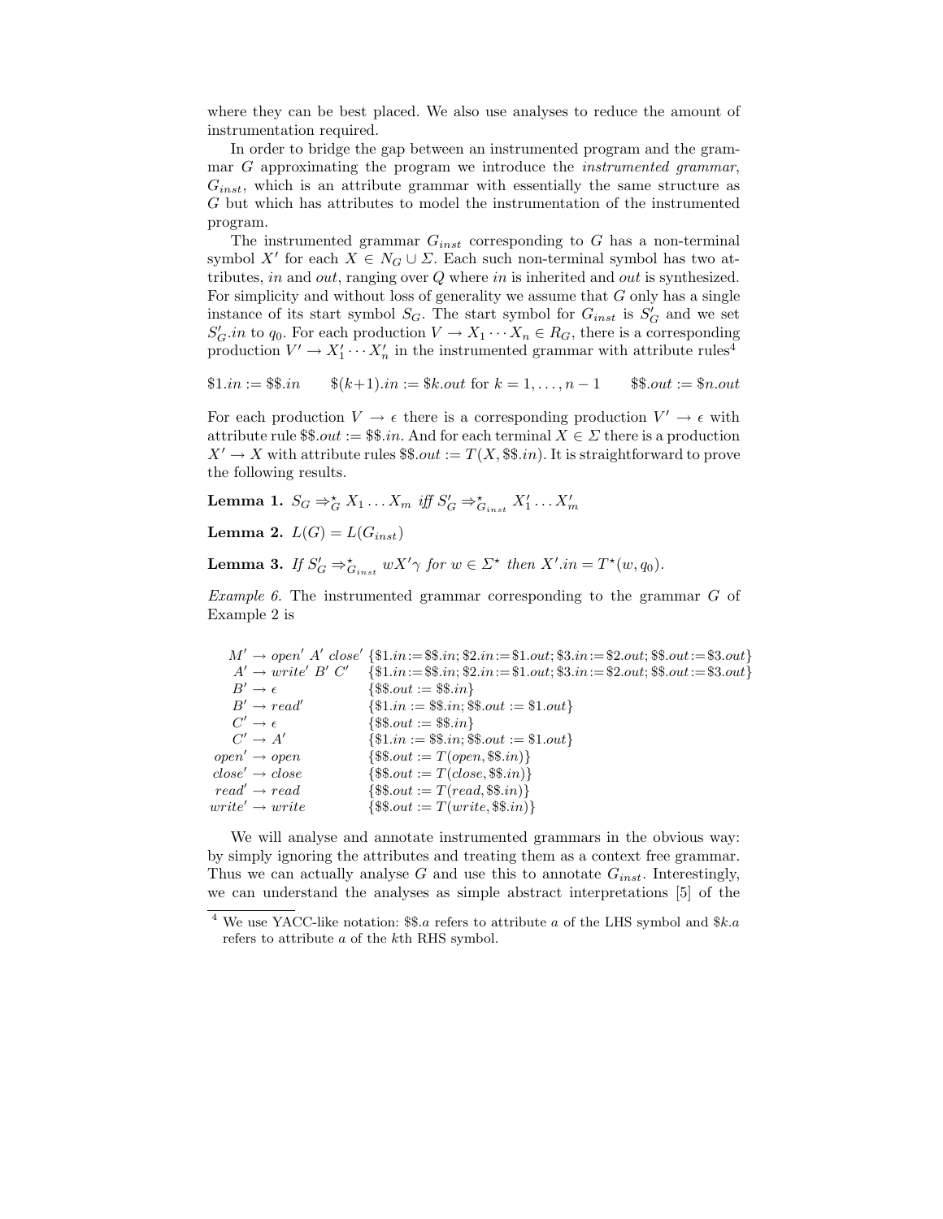where they can be best placed. We also use analyses to reduce the amount of instrumentation required.

In order to bridge the gap between an instrumented program and the grammar $G$ approximating the program we introduce the *instrumented grammar*, $G_{inst}$, which is an attribute grammar with essentially the same structure as $G$ but which has attributes to model the instrumentation of the instrumented program.

The instrumented grammar $G_{inst}$ corresponding to $G$ has a non-terminal symbol $X'$ for each $X \in N_G \cup \Sigma$. Each such non-terminal symbol has two attributes, *in* and *out*, ranging over $Q$ where *in* is inherited and *out* is synthesized. For simplicity and without loss of generality we assume that $G$ only has a single instance of its start symbol $S_G$. The start symbol for $G_{inst}$ is $S'_G$ and we set $S'_G.in$ to $q_0$. For each production $V \to X_1 \cdots X_n \in R_G$, there is a corresponding production $V' \to X'_1 \cdots X'_n$ in the instrumented grammar with attribute rules[4]

$$\$1.in := \$\$.in \qquad \$(k{+}1).in := \$k.out \text{ for } k = 1, \ldots, n-1 \qquad \$\$.out := \$n.out$$

For each production $V \to \epsilon$ there is a corresponding production $V' \to \epsilon$ with attribute rule $\$\$.out := \$\$.in$. And for each terminal $X \in \Sigma$ there is a production $X' \to X$ with attribute rules $\$\$.out := T(X, \$\$.in)$. It is straightforward to prove the following results.

**Lemma 1.** *$S_G \Rightarrow^\star_G X_1 \ldots X_m$ iff $S'_G \Rightarrow^\star_{G_{inst}} X'_1 \ldots X'_m$*

**Lemma 2.** *$L(G) = L(G_{inst})$*

**Lemma 3.** *If $S'_G \Rightarrow^\star_{G_{inst}} wX'\gamma$ for $w \in \Sigma^\star$ then $X'.in = T^\star(w, q_0)$.*

*Example 6.* The instrumented grammar corresponding to the grammar $G$ of Example 2 is

| | |
|---|---|
| $M' \to open'\ A'\ close'$ | $\{\$1.in := \$\$.in;\ \$2.in := \$1.out;\ \$3.in := \$2.out;\ \$\$.out := \$3.out\}$ |
| $A' \to write'\ B'\ C'$ | $\{\$1.in := \$\$.in;\ \$2.in := \$1.out;\ \$3.in := \$2.out;\ \$\$.out := \$3.out\}$ |
| $B' \to \epsilon$ | $\{\$\$.out := \$\$.in\}$ |
| $B' \to read'$ | $\{\$1.in := \$\$.in;\ \$\$.out := \$1.out\}$ |
| $C' \to \epsilon$ | $\{\$\$.out := \$\$.in\}$ |
| $C' \to A'$ | $\{\$1.in := \$\$.in;\ \$\$.out := \$1.out\}$ |
| $open' \to open$ | $\{\$\$.out := T(open, \$\$.in)\}$ |
| $close' \to close$ | $\{\$\$.out := T(close, \$\$.in)\}$ |
| $read' \to read$ | $\{\$\$.out := T(read, \$\$.in)\}$ |
| $write' \to write$ | $\{\$\$.out := T(write, \$\$.in)\}$ |

We will analyse and annotate instrumented grammars in the obvious way: by simply ignoring the attributes and treating them as a context free grammar. Thus we can actually analyse $G$ and use this to annotate $G_{inst}$. Interestingly, we can understand the analyses as simple abstract interpretations [5] of the

[4] We use YACC-like notation: $\$\$.a$ refers to attribute $a$ of the LHS symbol and $\$k.a$ refers to attribute $a$ of the $k$th RHS symbol.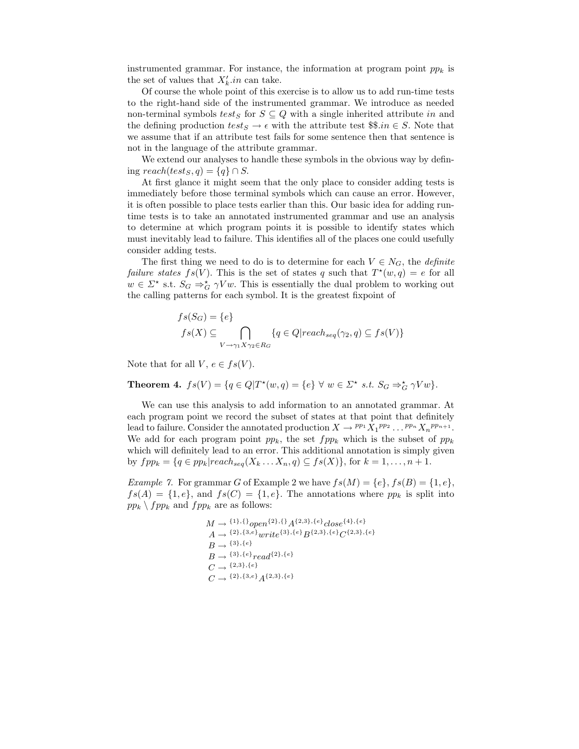instrumented grammar. For instance, the information at program point $pp_k$ is the set of values that $X'_k.in$ can take.

Of course the whole point of this exercise is to allow us to add run-time tests to the right-hand side of the instrumented grammar. We introduce as needed non-terminal symbols $test_S$ for $S \subseteq Q$ with a single inherited attribute $in$ and the defining production $test_S \rightarrow \epsilon$ with the attribute test $\$\$.in \in S$. Note that we assume that if an attribute test fails for some sentence then that sentence is not in the language of the attribute grammar.

We extend our analyses to handle these symbols in the obvious way by defining $reach(test_S, q) = \{q\} \cap S$.

At first glance it might seem that the only place to consider adding tests is immediately before those terminal symbols which can cause an error. However, it is often possible to place tests earlier than this. Our basic idea for adding run-time tests is to take an annotated instrumented grammar and use an analysis to determine at which program points it is possible to identify states which must inevitably lead to failure. This identifies all of the places one could usefully consider adding tests.

The first thing we need to do is to determine for each $V \in N_G$, the *definite failure states* $fs(V)$. This is the set of states $q$ such that $T^\star(w, q) = e$ for all $w \in \Sigma^\star$ s.t. $S_G \Rightarrow^\star_G \gamma V w$. This is essentially the dual problem to working out the calling patterns for each symbol. It is the greatest fixpoint of

$$
\begin{aligned}
&fs(S_G) = \{e\} \\
&fs(X) \subseteq \bigcap_{V \rightarrow \gamma_1 X \gamma_2 \in R_G} \{q \in Q | reach_{seq}(\gamma_2, q) \subseteq fs(V)\}
\end{aligned}
$$

Note that for all $V$, $e \in fs(V)$.

**Theorem 4.** $fs(V) = \{q \in Q | T^\star(w, q) = \{e\} \ \forall \ w \in \Sigma^\star \ s.t. \ S_G \Rightarrow^\star_G \gamma V w\}$.

We can use this analysis to add information to an annotated grammar. At each program point we record the subset of states at that point that definitely lead to failure. Consider the annotated production $X \rightarrow {}^{pp_1} X_1 {}^{pp_2} \ldots {}^{pp_n} X_n {}^{pp_{n+1}}$. We add for each program point $pp_k$, the set $fpp_k$ which is the subset of $pp_k$ which will definitely lead to an error. This additional annotation is simply given by $fpp_k = \{q \in pp_k | reach_{seq}(X_k \ldots X_n, q) \subseteq fs(X)\}$, for $k = 1, \ldots, n+1$.

*Example 7.* For grammar $G$ of Example 2 we have $fs(M) = \{e\}$, $fs(B) = \{1, e\}$, $fs(A) = \{1, e\}$, and $fs(C) = \{1, e\}$. The annotations where $pp_k$ is split into $pp_k \setminus fpp_k$ and $fpp_k$ are as follows:

$$
\begin{aligned}
M &\rightarrow {}^{\{1\},\{\}} open^{\{2\},\{\}} A^{\{2,3\},\{e\}} close^{\{4\},\{e\}} \\
A &\rightarrow {}^{\{2\},\{3,e\}} write^{\{3\},\{e\}} B^{\{2,3\},\{e\}} C^{\{2,3\},\{e\}} \\
B &\rightarrow {}^{\{3\},\{e\}} \\
B &\rightarrow {}^{\{3\},\{e\}} read^{\{2\},\{e\}} \\
C &\rightarrow {}^{\{2,3\},\{e\}} \\
C &\rightarrow {}^{\{2\},\{3,e\}} A^{\{2,3\},\{e\}}
\end{aligned}
$$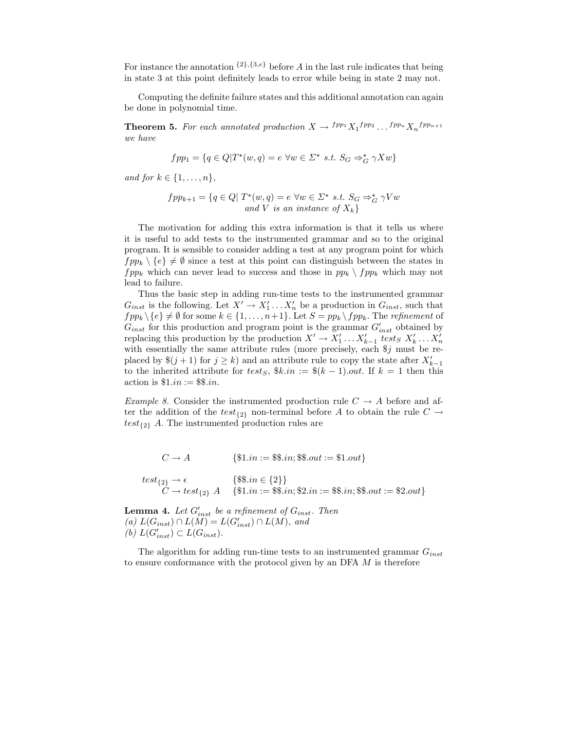For instance the annotation ${}^{\{2\},\{3,e\}}$ before $A$ in the last rule indicates that being in state 3 at this point definitely leads to error while being in state 2 may not.

Computing the definite failure states and this additional annotation can again be done in polynomial time.

**Theorem 5.** *For each annotated production* $X \rightarrow {}^{fpp_1}X_1{}^{fpp_2} \dots {}^{fpp_n}X_n{}^{fpp_{n+1}}$ *we have*

$$fpp_1 = \{q \in Q | T^\star(w,q) = e \;\forall w \in \Sigma^\star \text{ s.t. } S_G \Rightarrow^\star_G \gamma X w\}$$

*and for* $k \in \{1, \dots, n\}$,

$$fpp_{k+1} = \{q \in Q | \; T^\star(w,q) = e \;\forall w \in \Sigma^\star \text{ s.t. } S_G \Rightarrow^\star_G \gamma V w \text{ and } V \text{ is an instance of } X_k\}$$

The motivation for adding this extra information is that it tells us where it is useful to add tests to the instrumented grammar and so to the original program. It is sensible to consider adding a test at any program point for which $fpp_k \setminus \{e\} \neq \emptyset$ since a test at this point can distinguish between the states in $fpp_k$ which can never lead to success and those in $pp_k \setminus fpp_k$ which may not lead to failure.

Thus the basic step in adding run-time tests to the instrumented grammar $G_{inst}$ is the following. Let $X' \rightarrow X'_1 \dots X'_n$ be a production in $G_{inst}$, such that $fpp_k \setminus \{e\} \neq \emptyset$ for some $k \in \{1, \dots, n+1\}$. Let $S = pp_k \setminus fpp_k$. The *refinement* of $G_{inst}$ for this production and program point is the grammar $G'_{inst}$ obtained by replacing this production by the production $X' \rightarrow X'_1 \dots X'_{k-1}\; test_S\; X'_k \dots X'_n$ with essentially the same attribute rules (more precisely, each $\$j$ must be replaced by $\$(j+1)$ for $j \geq k$) and an attribute rule to copy the state after $X'_{k-1}$ to the inherited attribute for $test_S$, $\$k.in := \$(k-1).out$. If $k = 1$ then this action is $\$1.in := \$\$.in$.

*Example 8.* Consider the instrumented production rule $C \rightarrow A$ before and after the addition of the $test_{\{2\}}$ non-terminal before $A$ to obtain the rule $C \rightarrow test_{\{2\}}\; A$. The instrumented production rules are

$$C \rightarrow A \qquad \{\$1.in := \$\$.in; \$\$.out := \$1.out\}$$

$$test_{\{2\}} \rightarrow \epsilon \qquad \{\$\$.in \in \{2\}\}$$
$$C \rightarrow test_{\{2\}}\; A \qquad \{\$1.in := \$\$.in; \$2.in := \$\$.in; \$\$.out := \$2.out\}$$

**Lemma 4.** *Let $G'_{inst}$ be a refinement of $G_{inst}$. Then*
*(a)* $L(G_{inst}) \cap L(M) = L(G'_{inst}) \cap L(M)$, *and*
*(b)* $L(G'_{inst}) \subset L(G_{inst})$.

The algorithm for adding run-time tests to an instrumented grammar $G_{inst}$ to ensure conformance with the protocol given by an DFA $M$ is therefore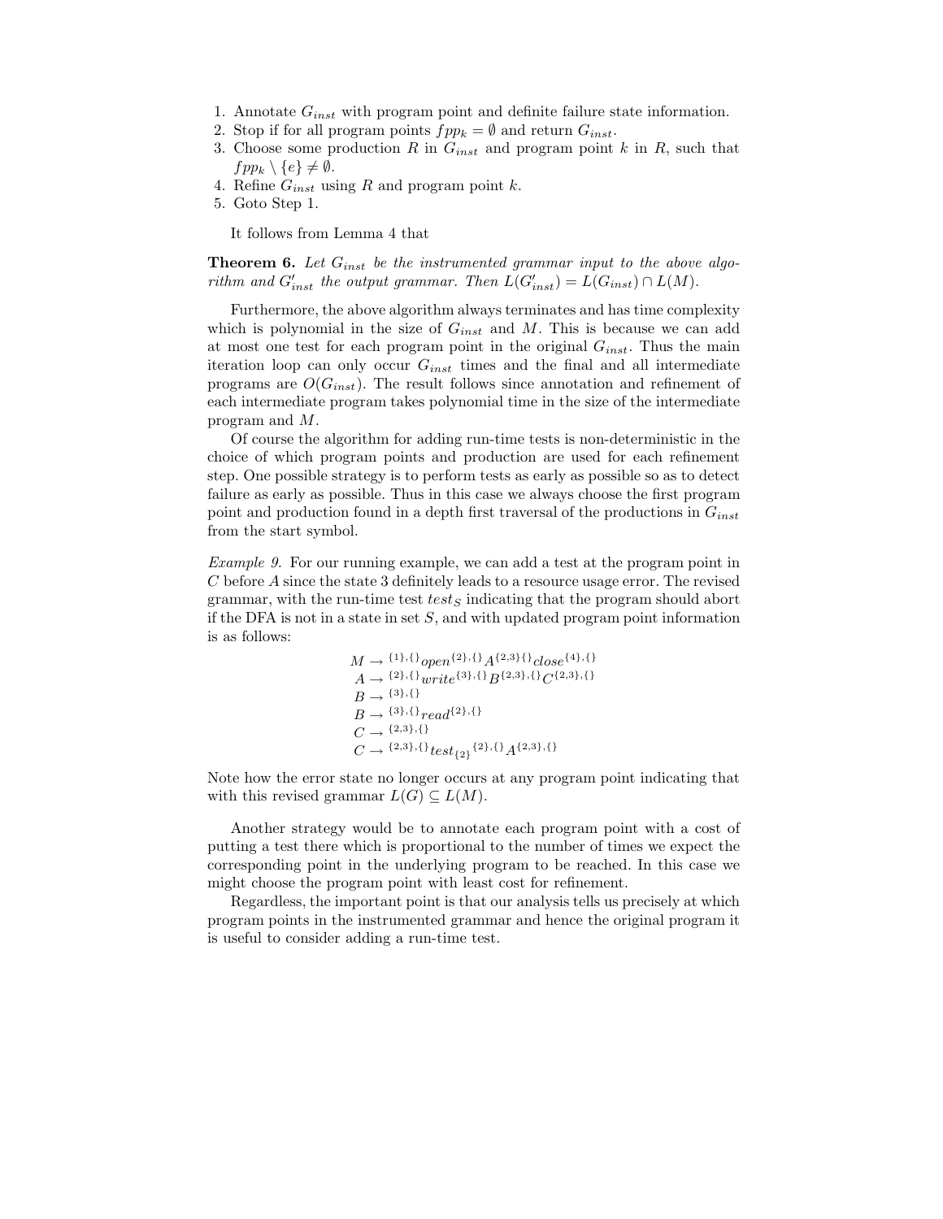1. Annotate $G_{inst}$ with program point and definite failure state information.
2. Stop if for all program points $fpp_k = \emptyset$ and return $G_{inst}$.
3. Choose some production $R$ in $G_{inst}$ and program point $k$ in $R$, such that $fpp_k \setminus \{e\} \neq \emptyset$.
4. Refine $G_{inst}$ using $R$ and program point $k$.
5. Goto Step 1.

It follows from Lemma 4 that

**Theorem 6.** *Let $G_{inst}$ be the instrumented grammar input to the above algorithm and $G'_{inst}$ the output grammar. Then $L(G'_{inst}) = L(G_{inst}) \cap L(M)$.*

Furthermore, the above algorithm always terminates and has time complexity which is polynomial in the size of $G_{inst}$ and $M$. This is because we can add at most one test for each program point in the original $G_{inst}$. Thus the main iteration loop can only occur $G_{inst}$ times and the final and all intermediate programs are $O(G_{inst})$. The result follows since annotation and refinement of each intermediate program takes polynomial time in the size of the intermediate program and $M$.

Of course the algorithm for adding run-time tests is non-deterministic in the choice of which program points and production are used for each refinement step. One possible strategy is to perform tests as early as possible so as to detect failure as early as possible. Thus in this case we always choose the first program point and production found in a depth first traversal of the productions in $G_{inst}$ from the start symbol.

*Example 9.* For our running example, we can add a test at the program point in $C$ before $A$ since the state 3 definitely leads to a resource usage error. The revised grammar, with the run-time test $test_S$ indicating that the program should abort if the DFA is not in a state in set $S$, and with updated program point information is as follows:

$$
\begin{array}{l}
M \rightarrow {}^{\{1\},\{\}}open^{\{2\},\{\}}A^{\{2,3\}\{\}}close^{\{4\},\{\}} \\
A \rightarrow {}^{\{2\},\{\}}write^{\{3\},\{\}}B^{\{2,3\},\{\}}C^{\{2,3\},\{\}} \\
B \rightarrow {}^{\{3\},\{\}} \\
B \rightarrow {}^{\{3\},\{\}}read^{\{2\},\{\}} \\
C \rightarrow {}^{\{2,3\},\{\}} \\
C \rightarrow {}^{\{2,3\},\{\}}test_{\{2\}}{}^{\{2\},\{\}}A^{\{2,3\},\{\}}
\end{array}
$$

Note how the error state no longer occurs at any program point indicating that with this revised grammar $L(G) \subseteq L(M)$.

Another strategy would be to annotate each program point with a cost of putting a test there which is proportional to the number of times we expect the corresponding point in the underlying program to be reached. In this case we might choose the program point with least cost for refinement.

Regardless, the important point is that our analysis tells us precisely at which program points in the instrumented grammar and hence the original program it is useful to consider adding a run-time test.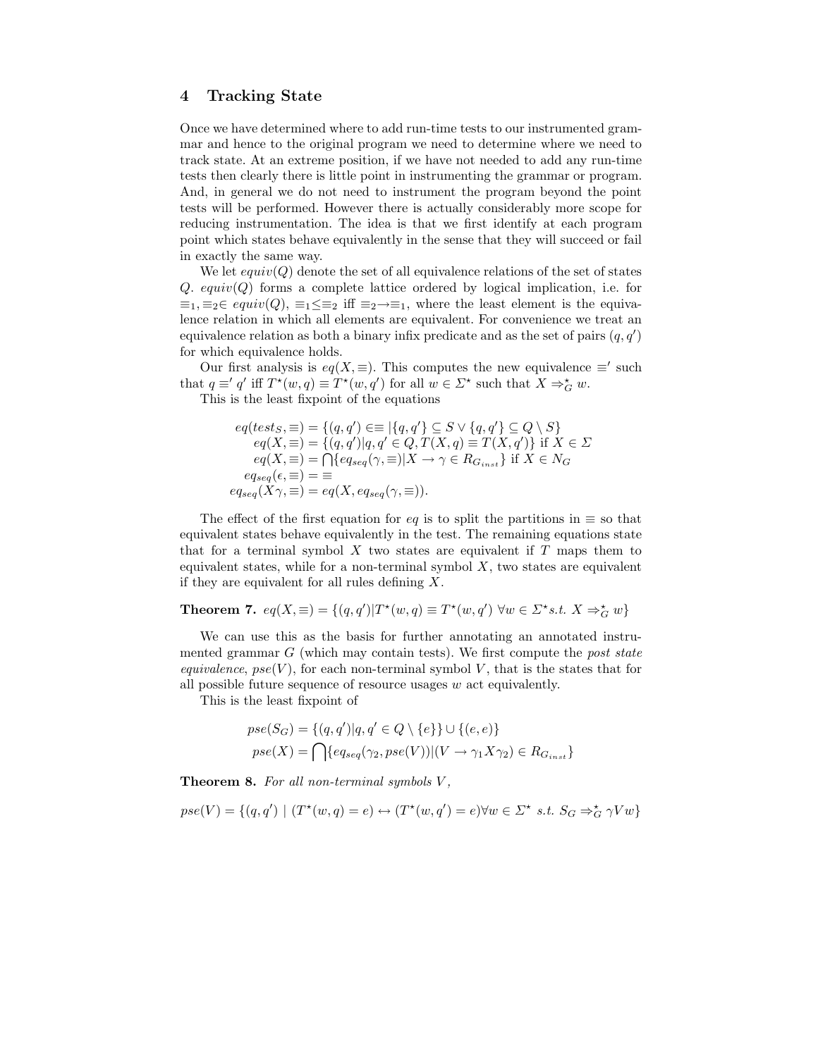## 4 Tracking State

Once we have determined where to add run-time tests to our instrumented grammar and hence to the original program we need to determine where we need to track state. At an extreme position, if we have not needed to add any run-time tests then clearly there is little point in instrumenting the grammar or program. And, in general we do not need to instrument the program beyond the point tests will be performed. However there is actually considerably more scope for reducing instrumentation. The idea is that we first identify at each program point which states behave equivalently in the sense that they will succeed or fail in exactly the same way.

We let $equiv(Q)$ denote the set of all equivalence relations of the set of states $Q$. $equiv(Q)$ forms a complete lattice ordered by logical implication, i.e. for $\equiv_1, \equiv_2 \in equiv(Q)$, $\equiv_1 \leq \equiv_2$ iff $\equiv_2 \rightarrow \equiv_1$, where the least element is the equivalence relation in which all elements are equivalent. For convenience we treat an equivalence relation as both a binary infix predicate and as the set of pairs $(q, q')$ for which equivalence holds.

Our first analysis is $eq(X, \equiv)$. This computes the new equivalence $\equiv'$ such that $q \equiv' q'$ iff $T^\star(w, q) \equiv T^\star(w, q')$ for all $w \in \Sigma^\star$ such that $X \Rightarrow^\star_G w$.

This is the least fixpoint of the equations

$$
\begin{aligned}
eq(test_S, \equiv) &= \{(q, q') \in \equiv \mid \{q, q'\} \subseteq S \vee \{q, q'\} \subseteq Q \setminus S\} \\
eq(X, \equiv) &= \{(q, q') | q, q' \in Q, T(X, q) \equiv T(X, q')\} \text{ if } X \in \Sigma \\
eq(X, \equiv) &= \bigcap \{eq_{seq}(\gamma, \equiv) | X \rightarrow \gamma \in R_{G_{inst}}\} \text{ if } X \in N_G \\
eq_{seq}(\epsilon, \equiv) &= \equiv \\
eq_{seq}(X\gamma, \equiv) &= eq(X, eq_{seq}(\gamma, \equiv)).
\end{aligned}
$$

The effect of the first equation for $eq$ is to split the partitions in $\equiv$ so that equivalent states behave equivalently in the test. The remaining equations state that for a terminal symbol $X$ two states are equivalent if $T$ maps them to equivalent states, while for a non-terminal symbol $X$, two states are equivalent if they are equivalent for all rules defining $X$.

**Theorem 7.** *$eq(X, \equiv) = \{(q, q') | T^\star(w, q) \equiv T^\star(w, q') \; \forall w \in \Sigma^\star s.t. \; X \Rightarrow^\star_G w\}$*

We can use this as the basis for further annotating an annotated instrumented grammar $G$ (which may contain tests). We first compute the *post state equivalence*, $pse(V)$, for each non-terminal symbol $V$, that is the states that for all possible future sequence of resource usages $w$ act equivalently.

This is the least fixpoint of

$$
\begin{aligned}
pse(S_G) &= \{(q, q') | q, q' \in Q \setminus \{e\}\} \cup \{(e, e)\} \\
pse(X) &= \bigcap \{eq_{seq}(\gamma_2, pse(V)) | (V \rightarrow \gamma_1 X \gamma_2) \in R_{G_{inst}}\}
\end{aligned}
$$

**Theorem 8.** *For all non-terminal symbols $V$,*

$$pse(V) = \{(q, q') \mid (T^\star(w, q) = e) \leftrightarrow (T^\star(w, q') = e) \forall w \in \Sigma^\star \text{ s.t. } S_G \Rightarrow^\star_G \gamma V w\}$$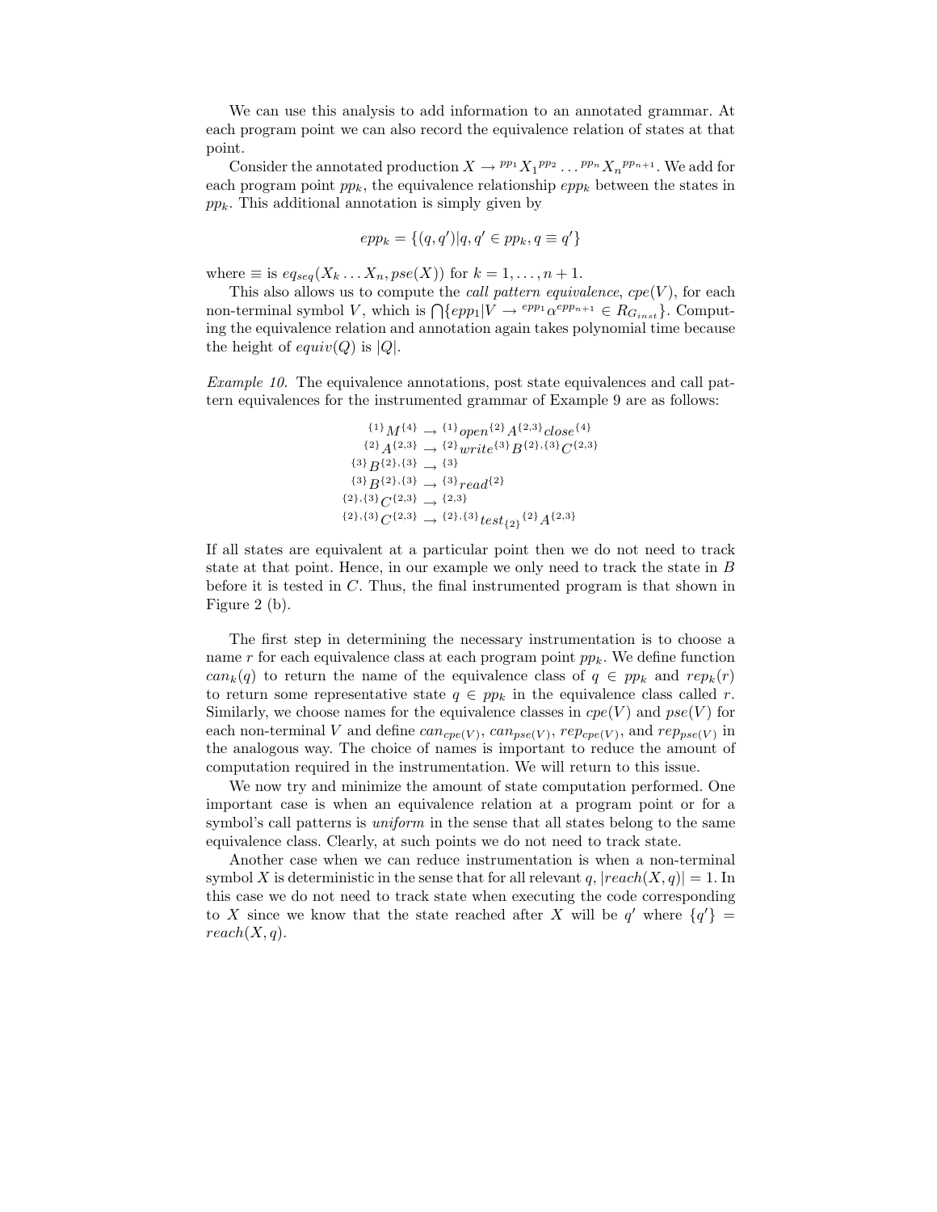We can use this analysis to add information to an annotated grammar. At each program point we can also record the equivalence relation of states at that point.

Consider the annotated production $X \rightarrow {}^{pp_1}X_1{}^{pp_2} \ldots {}^{pp_n}X_n{}^{pp_{n+1}}$. We add for each program point $pp_k$, the equivalence relationship $epp_k$ between the states in $pp_k$. This additional annotation is simply given by

$$epp_k = \{(q, q') | q, q' \in pp_k, q \equiv q'\}$$

where $\equiv$ is $eq_{seq}(X_k \ldots X_n, pse(X))$ for $k = 1, \ldots, n+1$.

This also allows us to compute the *call pattern equivalence*, $cpe(V)$, for each non-terminal symbol $V$, which is $\bigcap\{epp_1 | V \rightarrow {}^{epp_1}\alpha^{epp_{n+1}} \in R_{G_{inst}}\}$. Computing the equivalence relation and annotation again takes polynomial time because the height of $equiv(Q)$ is $|Q|$.

*Example 10.* The equivalence annotations, post state equivalences and call pattern equivalences for the instrumented grammar of Example 9 are as follows:

$$
\begin{array}{rl}
{}^{\{1\}}M^{\{4\}} & \rightarrow {}^{\{1\}}open^{\{2\}}A^{\{2,3\}}close^{\{4\}} \\
{}^{\{2\}}A^{\{2,3\}} & \rightarrow {}^{\{2\}}write^{\{3\}}B^{\{2\},\{3\}}C^{\{2,3\}} \\
{}^{\{3\}}B^{\{2\},\{3\}} & \rightarrow {}^{\{3\}} \\
{}^{\{3\}}B^{\{2\},\{3\}} & \rightarrow {}^{\{3\}}read^{\{2\}} \\
{}^{\{2\},\{3\}}C^{\{2,3\}} & \rightarrow {}^{\{2,3\}} \\
{}^{\{2\},\{3\}}C^{\{2,3\}} & \rightarrow {}^{\{2\},\{3\}}test_{\{2\}}{}^{\{2\}}A^{\{2,3\}}
\end{array}
$$

If all states are equivalent at a particular point then we do not need to track state at that point. Hence, in our example we only need to track the state in $B$ before it is tested in $C$. Thus, the final instrumented program is that shown in Figure 2 (b).

The first step in determining the necessary instrumentation is to choose a name $r$ for each equivalence class at each program point $pp_k$. We define function $can_k(q)$ to return the name of the equivalence class of $q \in pp_k$ and $rep_k(r)$ to return some representative state $q \in pp_k$ in the equivalence class called $r$. Similarly, we choose names for the equivalence classes in $cpe(V)$ and $pse(V)$ for each non-terminal $V$ and define $can_{cpe(V)}$, $can_{pse(V)}$, $rep_{cpe(V)}$, and $rep_{pse(V)}$ in the analogous way. The choice of names is important to reduce the amount of computation required in the instrumentation. We will return to this issue.

We now try and minimize the amount of state computation performed. One important case is when an equivalence relation at a program point or for a symbol's call patterns is *uniform* in the sense that all states belong to the same equivalence class. Clearly, at such points we do not need to track state.

Another case when we can reduce instrumentation is when a non-terminal symbol $X$ is deterministic in the sense that for all relevant $q$, $|reach(X, q)| = 1$. In this case we do not need to track state when executing the code corresponding to $X$ since we know that the state reached after $X$ will be $q'$ where $\{q'\} = reach(X, q)$.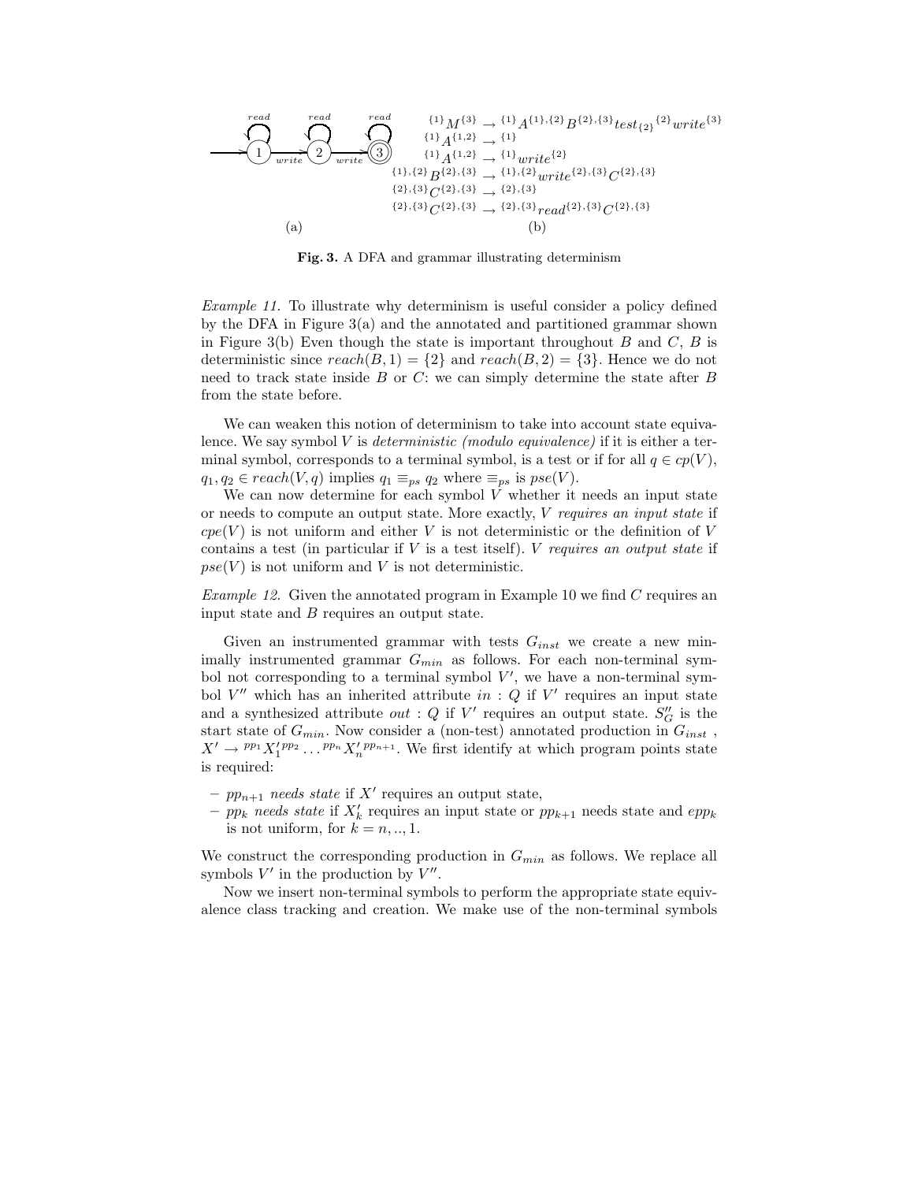(a)

$$
\begin{aligned}
{}^{\{1\}}M^{\{3\}} &\rightarrow {}^{\{1\}}A^{\{1\},\{2\}}B^{\{2\},\{3\}}test_{\{2\}}{}^{\{2\}}write^{\{3\}}\\
{}^{\{1\}}A^{\{1,2\}} &\rightarrow {}^{\{1\}}\\
{}^{\{1\}}A^{\{1,2\}} &\rightarrow {}^{\{1\}}write^{\{2\}}\\
{}^{\{1\},\{2\}}B^{\{2\},\{3\}} &\rightarrow {}^{\{1\},\{2\}}write^{\{2\},\{3\}}C^{\{2\},\{3\}}\\
{}^{\{2\},\{3\}}C^{\{2\},\{3\}} &\rightarrow {}^{\{2\},\{3\}}\\
{}^{\{2\},\{3\}}C^{\{2\},\{3\}} &\rightarrow {}^{\{2\},\{3\}}read^{\{2\},\{3\}}C^{\{2\},\{3\}}
\end{aligned}
$$

(b)

**Fig. 3.** A DFA and grammar illustrating determinism

*Example 11.* To illustrate why determinism is useful consider a policy defined by the DFA in Figure 3(a) and the annotated and partitioned grammar shown in Figure 3(b) Even though the state is important throughout $B$ and $C$, $B$ is deterministic since $reach(B, 1) = \{2\}$ and $reach(B, 2) = \{3\}$. Hence we do not need to track state inside $B$ or $C$: we can simply determine the state after $B$ from the state before.

We can weaken this notion of determinism to take into account state equivalence. We say symbol $V$ is *deterministic (modulo equivalence)* if it is either a terminal symbol, corresponds to a terminal symbol, is a test or if for all $q \in cp(V)$, $q_1, q_2 \in reach(V, q)$ implies $q_1 \equiv_{ps} q_2$ where $\equiv_{ps}$ is $pse(V)$.

We can now determine for each symbol $V$ whether it needs an input state or needs to compute an output state. More exactly, $V$ *requires an input state* if $cpe(V)$ is not uniform and either $V$ is not deterministic or the definition of $V$ contains a test (in particular if $V$ is a test itself). $V$ *requires an output state* if $pse(V)$ is not uniform and $V$ is not deterministic.

*Example 12.* Given the annotated program in Example 10 we find $C$ requires an input state and $B$ requires an output state.

Given an instrumented grammar with tests $G_{inst}$ we create a new minimally instrumented grammar $G_{min}$ as follows. For each non-terminal symbol not corresponding to a terminal symbol $V'$, we have a non-terminal symbol $V''$ which has an inherited attribute $in : Q$ if $V'$ requires an input state and a synthesized attribute $out : Q$ if $V'$ requires an output state. $S''_G$ is the start state of $G_{min}$. Now consider a (non-test) annotated production in $G_{inst}$, $X' \rightarrow {}^{pp_1}X_1'^{\,pp_2} \dots {}^{pp_n}X_n'^{\,pp_{n+1}}$. We first identify at which program points state is required:

- $pp_{n+1}$ *needs state* if $X'$ requires an output state,
- $pp_k$ *needs state* if $X'_k$ requires an input state or $pp_{k+1}$ needs state and $epp_k$ is not uniform, for $k = n, .., 1$.

We construct the corresponding production in $G_{min}$ as follows. We replace all symbols $V'$ in the production by $V''$.

Now we insert non-terminal symbols to perform the appropriate state equivalence class tracking and creation. We make use of the non-terminal symbols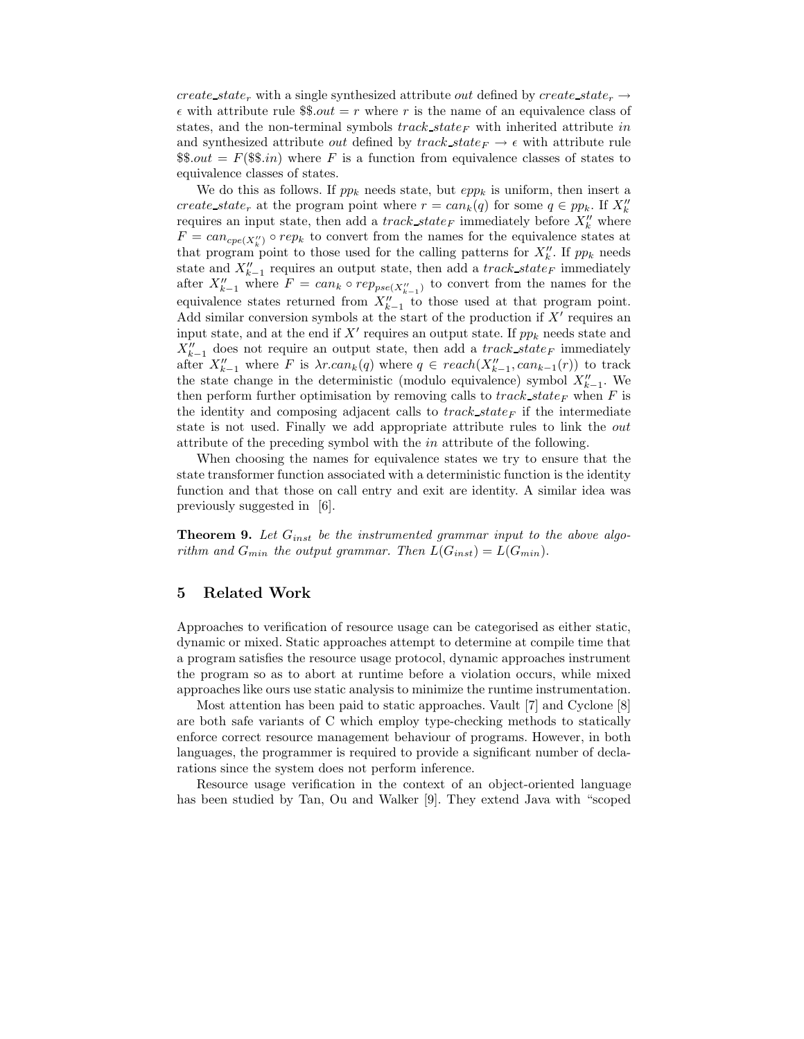$create\_state_r$ with a single synthesized attribute $out$ defined by $create\_state_r \rightarrow \epsilon$ with attribute rule $\$\$.out = r$ where $r$ is the name of an equivalence class of states, and the non-terminal symbols $track\_state_F$ with inherited attribute $in$ and synthesized attribute $out$ defined by $track\_state_F \rightarrow \epsilon$ with attribute rule $\$\$.out = F(\$\$.in)$ where $F$ is a function from equivalence classes of states to equivalence classes of states.

We do this as follows. If $pp_k$ needs state, but $epp_k$ is uniform, then insert a $create\_state_r$ at the program point where $r = can_k(q)$ for some $q \in pp_k$. If $X''_k$ requires an input state, then add a $track\_state_F$ immediately before $X''_k$ where $F = can_{cpe(X''_k)} \circ rep_k$ to convert from the names for the equivalence states at that program point to those used for the calling patterns for $X''_k$. If $pp_k$ needs state and $X''_{k-1}$ requires an output state, then add a $track\_state_F$ immediately after $X''_{k-1}$ where $F = can_k \circ rep_{pse(X''_{k-1})}$ to convert from the names for the equivalence states returned from $X''_{k-1}$ to those used at that program point. Add similar conversion symbols at the start of the production if $X'$ requires an input state, and at the end if $X'$ requires an output state. If $pp_k$ needs state and $X''_{k-1}$ does not require an output state, then add a $track\_state_F$ immediately after $X''_{k-1}$ where $F$ is $\lambda r.can_k(q)$ where $q \in reach(X''_{k-1}, can_{k-1}(r))$ to track the state change in the deterministic (modulo equivalence) symbol $X''_{k-1}$. We then perform further optimisation by removing calls to $track\_state_F$ when $F$ is the identity and composing adjacent calls to $track\_state_F$ if the intermediate state is not used. Finally we add appropriate attribute rules to link the $out$ attribute of the preceding symbol with the $in$ attribute of the following.

When choosing the names for equivalence states we try to ensure that the state transformer function associated with a deterministic function is the identity function and that those on call entry and exit are identity. A similar idea was previously suggested in [6].

**Theorem 9.** *Let $G_{inst}$ be the instrumented grammar input to the above algorithm and $G_{min}$ the output grammar. Then $L(G_{inst}) = L(G_{min})$.*

## 5 Related Work

Approaches to verification of resource usage can be categorised as either static, dynamic or mixed. Static approaches attempt to determine at compile time that a program satisfies the resource usage protocol, dynamic approaches instrument the program so as to abort at runtime before a violation occurs, while mixed approaches like ours use static analysis to minimize the runtime instrumentation.

Most attention has been paid to static approaches. Vault [7] and Cyclone [8] are both safe variants of C which employ type-checking methods to statically enforce correct resource management behaviour of programs. However, in both languages, the programmer is required to provide a significant number of declarations since the system does not perform inference.

Resource usage verification in the context of an object-oriented language has been studied by Tan, Ou and Walker [9]. They extend Java with "scoped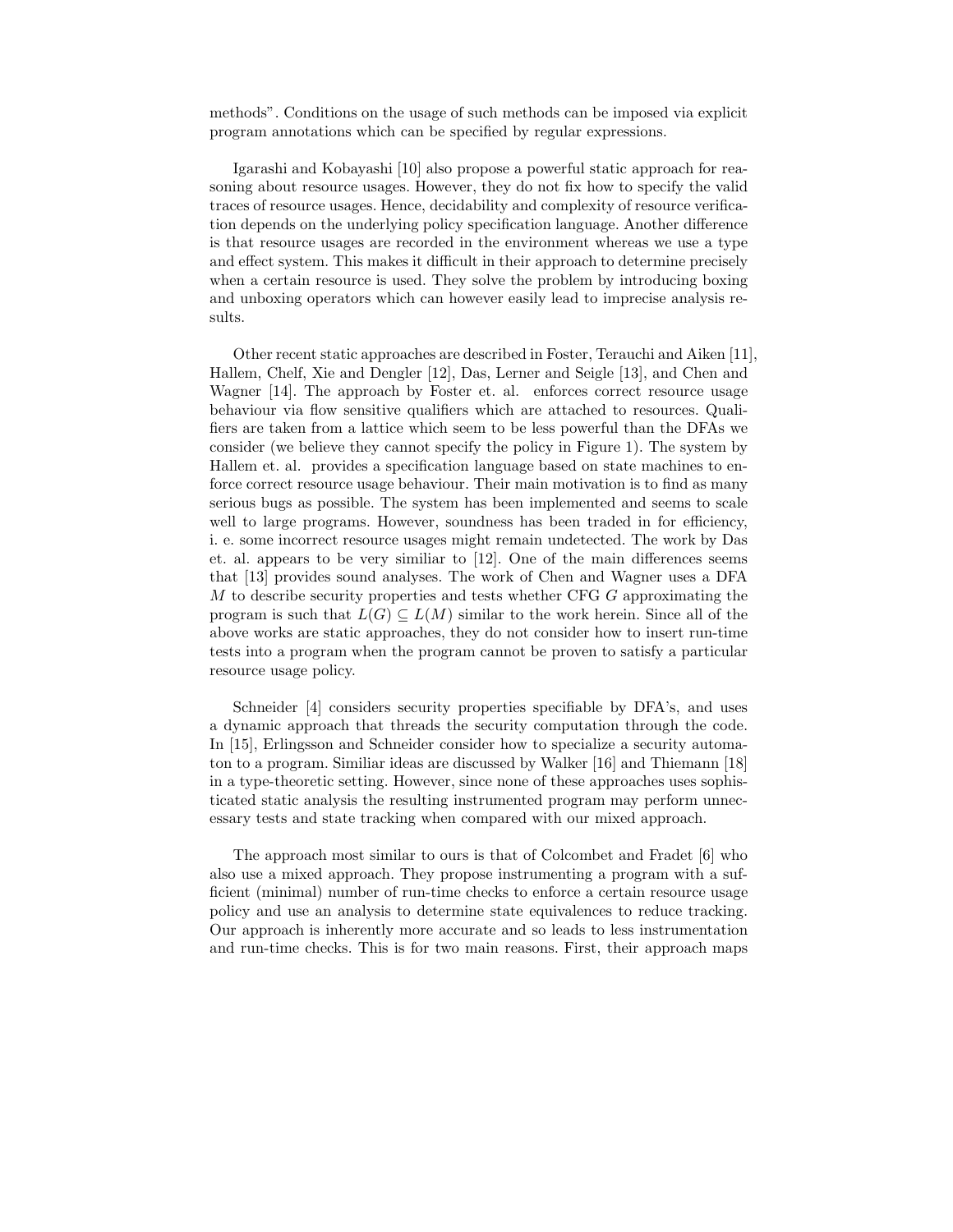methods". Conditions on the usage of such methods can be imposed via explicit program annotations which can be specified by regular expressions.

Igarashi and Kobayashi [10] also propose a powerful static approach for reasoning about resource usages. However, they do not fix how to specify the valid traces of resource usages. Hence, decidability and complexity of resource verification depends on the underlying policy specification language. Another difference is that resource usages are recorded in the environment whereas we use a type and effect system. This makes it difficult in their approach to determine precisely when a certain resource is used. They solve the problem by introducing boxing and unboxing operators which can however easily lead to imprecise analysis results.

Other recent static approaches are described in Foster, Terauchi and Aiken [11], Hallem, Chelf, Xie and Dengler [12], Das, Lerner and Seigle [13], and Chen and Wagner [14]. The approach by Foster et. al. enforces correct resource usage behaviour via flow sensitive qualifiers which are attached to resources. Qualifiers are taken from a lattice which seem to be less powerful than the DFAs we consider (we believe they cannot specify the policy in Figure 1). The system by Hallem et. al. provides a specification language based on state machines to enforce correct resource usage behaviour. Their main motivation is to find as many serious bugs as possible. The system has been implemented and seems to scale well to large programs. However, soundness has been traded in for efficiency, i. e. some incorrect resource usages might remain undetected. The work by Das et. al. appears to be very similiar to [12]. One of the main differences seems that [13] provides sound analyses. The work of Chen and Wagner uses a DFA $M$ to describe security properties and tests whether CFG $G$ approximating the program is such that $L(G) \subseteq L(M)$ similar to the work herein. Since all of the above works are static approaches, they do not consider how to insert run-time tests into a program when the program cannot be proven to satisfy a particular resource usage policy.

Schneider [4] considers security properties specifiable by DFA's, and uses a dynamic approach that threads the security computation through the code. In [15], Erlingsson and Schneider consider how to specialize a security automaton to a program. Similiar ideas are discussed by Walker [16] and Thiemann [18] in a type-theoretic setting. However, since none of these approaches uses sophisticated static analysis the resulting instrumented program may perform unnecessary tests and state tracking when compared with our mixed approach.

The approach most similar to ours is that of Colcombet and Fradet [6] who also use a mixed approach. They propose instrumenting a program with a sufficient (minimal) number of run-time checks to enforce a certain resource usage policy and use an analysis to determine state equivalences to reduce tracking. Our approach is inherently more accurate and so leads to less instrumentation and run-time checks. This is for two main reasons. First, their approach maps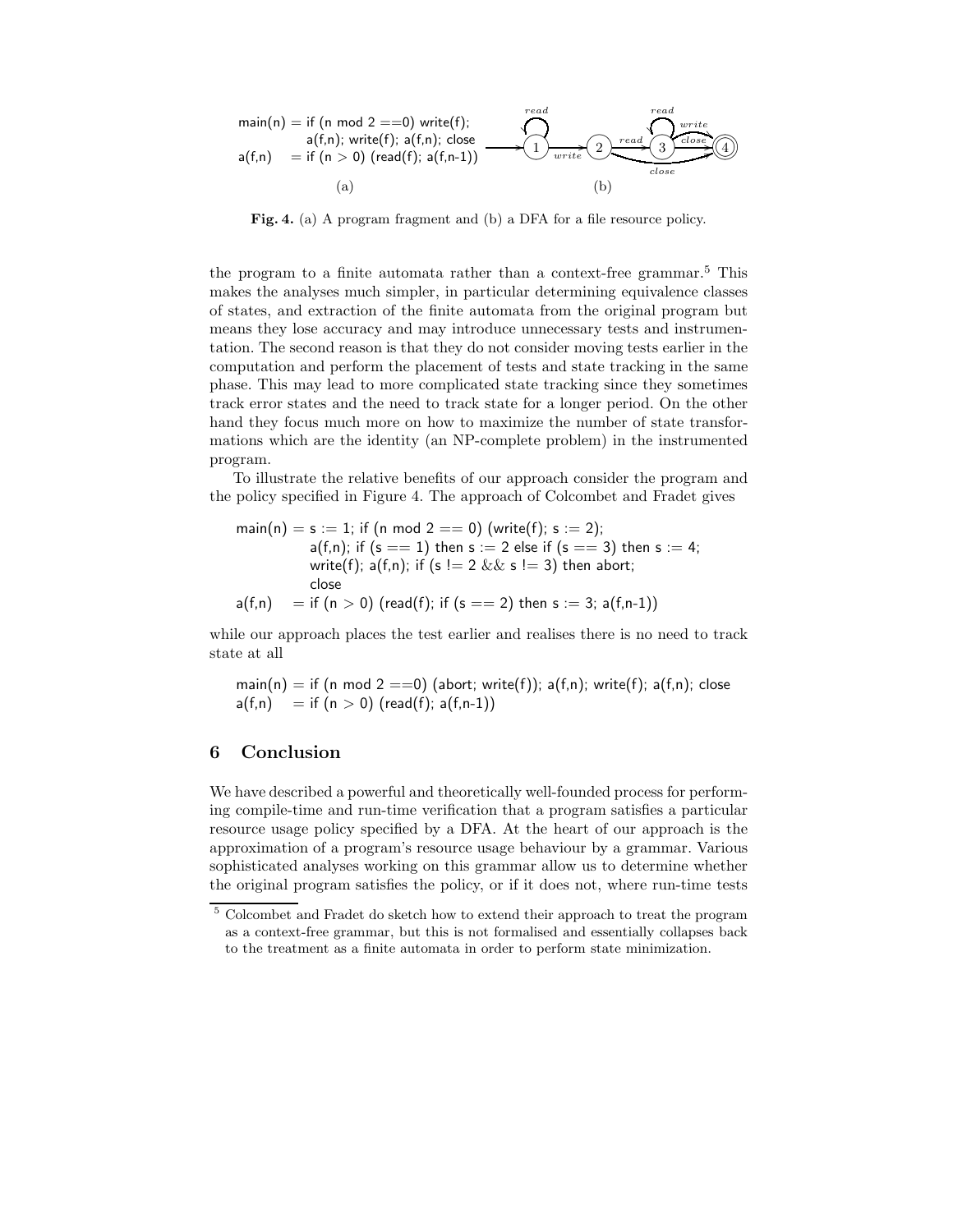```
main(n) = if (n mod 2 ==0) write(f);
          a(f,n); write(f); a(f,n); close
a(f,n)  = if (n > 0) (read(f); a(f,n-1))
```

(a)

(b)

**Fig. 4.** (a) A program fragment and (b) a DFA for a file resource policy.

the program to a finite automata rather than a context-free grammar.[5] This makes the analyses much simpler, in particular determining equivalence classes of states, and extraction of the finite automata from the original program but means they lose accuracy and may introduce unnecessary tests and instrumentation. The second reason is that they do not consider moving tests earlier in the computation and perform the placement of tests and state tracking in the same phase. This may lead to more complicated state tracking since they sometimes track error states and the need to track state for a longer period. On the other hand they focus much more on how to maximize the number of state transformations which are the identity (an NP-complete problem) in the instrumented program.

To illustrate the relative benefits of our approach consider the program and the policy specified in Figure 4. The approach of Colcombet and Fradet gives

```
main(n) = s := 1; if (n mod 2 == 0) (write(f); s := 2);
          a(f,n); if (s == 1) then s := 2 else if (s == 3) then s := 4;
          write(f); a(f,n); if (s != 2 && s != 3) then abort;
          close
a(f,n)  = if (n > 0) (read(f); if (s == 2) then s := 3; a(f,n-1))
```

while our approach places the test earlier and realises there is no need to track state at all

```
main(n) = if (n mod 2 ==0) (abort; write(f)); a(f,n); write(f); a(f,n); close
a(f,n)  = if (n > 0) (read(f); a(f,n-1))
```

## 6 Conclusion

We have described a powerful and theoretically well-founded process for performing compile-time and run-time verification that a program satisfies a particular resource usage policy specified by a DFA. At the heart of our approach is the approximation of a program's resource usage behaviour by a grammar. Various sophisticated analyses working on this grammar allow us to determine whether the original program satisfies the policy, or if it does not, where run-time tests

[5] Colcombet and Fradet do sketch how to extend their approach to treat the program as a context-free grammar, but this is not formalised and essentially collapses back to the treatment as a finite automata in order to perform state minimization.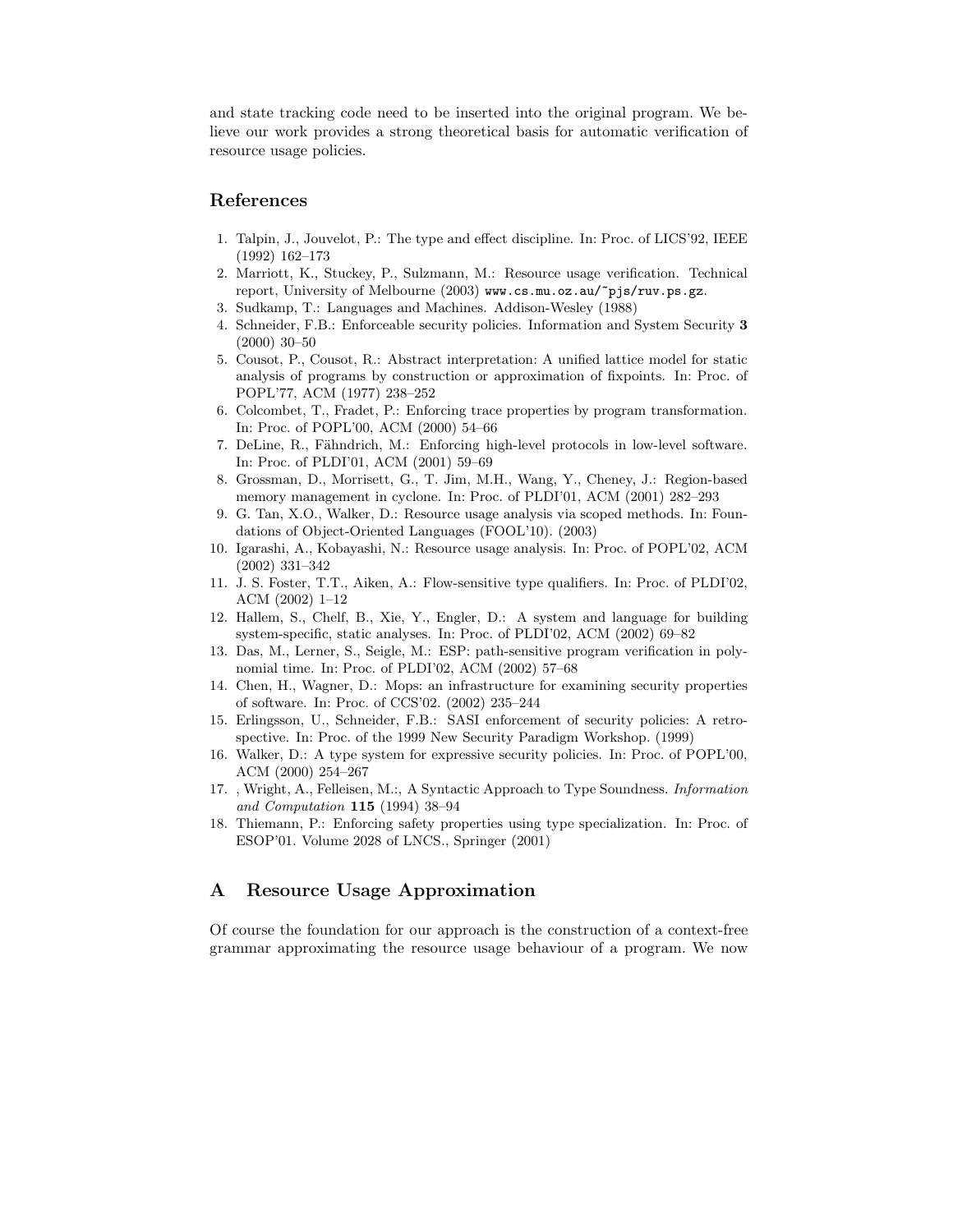and state tracking code need to be inserted into the original program. We believe our work provides a strong theoretical basis for automatic verification of resource usage policies.

## References

1. Talpin, J., Jouvelot, P.: The type and effect discipline. In: Proc. of LICS'92, IEEE (1992) 162–173
2. Marriott, K., Stuckey, P., Sulzmann, M.: Resource usage verification. Technical report, University of Melbourne (2003) `www.cs.mu.oz.au/~pjs/ruv.ps.gz`.
3. Sudkamp, T.: Languages and Machines. Addison-Wesley (1988)
4. Schneider, F.B.: Enforceable security policies. Information and System Security **3** (2000) 30–50
5. Cousot, P., Cousot, R.: Abstract interpretation: A unified lattice model for static analysis of programs by construction or approximation of fixpoints. In: Proc. of POPL'77, ACM (1977) 238–252
6. Colcombet, T., Fradet, P.: Enforcing trace properties by program transformation. In: Proc. of POPL'00, ACM (2000) 54–66
7. DeLine, R., Fähndrich, M.: Enforcing high-level protocols in low-level software. In: Proc. of PLDI'01, ACM (2001) 59–69
8. Grossman, D., Morrisett, G., T. Jim, M.H., Wang, Y., Cheney, J.: Region-based memory management in cyclone. In: Proc. of PLDI'01, ACM (2001) 282–293
9. G. Tan, X.O., Walker, D.: Resource usage analysis via scoped methods. In: Foundations of Object-Oriented Languages (FOOL'10). (2003)
10. Igarashi, A., Kobayashi, N.: Resource usage analysis. In: Proc. of POPL'02, ACM (2002) 331–342
11. J. S. Foster, T.T., Aiken, A.: Flow-sensitive type qualifiers. In: Proc. of PLDI'02, ACM (2002) 1–12
12. Hallem, S., Chelf, B., Xie, Y., Engler, D.: A system and language for building system-specific, static analyses. In: Proc. of PLDI'02, ACM (2002) 69–82
13. Das, M., Lerner, S., Seigle, M.: ESP: path-sensitive program verification in polynomial time. In: Proc. of PLDI'02, ACM (2002) 57–68
14. Chen, H., Wagner, D.: Mops: an infrastructure for examining security properties of software. In: Proc. of CCS'02. (2002) 235–244
15. Erlingsson, U., Schneider, F.B.: SASI enforcement of security policies: A retrospective. In: Proc. of the 1999 New Security Paradigm Workshop. (1999)
16. Walker, D.: A type system for expressive security policies. In: Proc. of POPL'00, ACM (2000) 254–267
17. , Wright, A., Felleisen, M.:, A Syntactic Approach to Type Soundness. *Information and Computation* **115** (1994) 38–94
18. Thiemann, P.: Enforcing safety properties using type specialization. In: Proc. of ESOP'01. Volume 2028 of LNCS., Springer (2001)

## A Resource Usage Approximation

Of course the foundation for our approach is the construction of a context-free grammar approximating the resource usage behaviour of a program. We now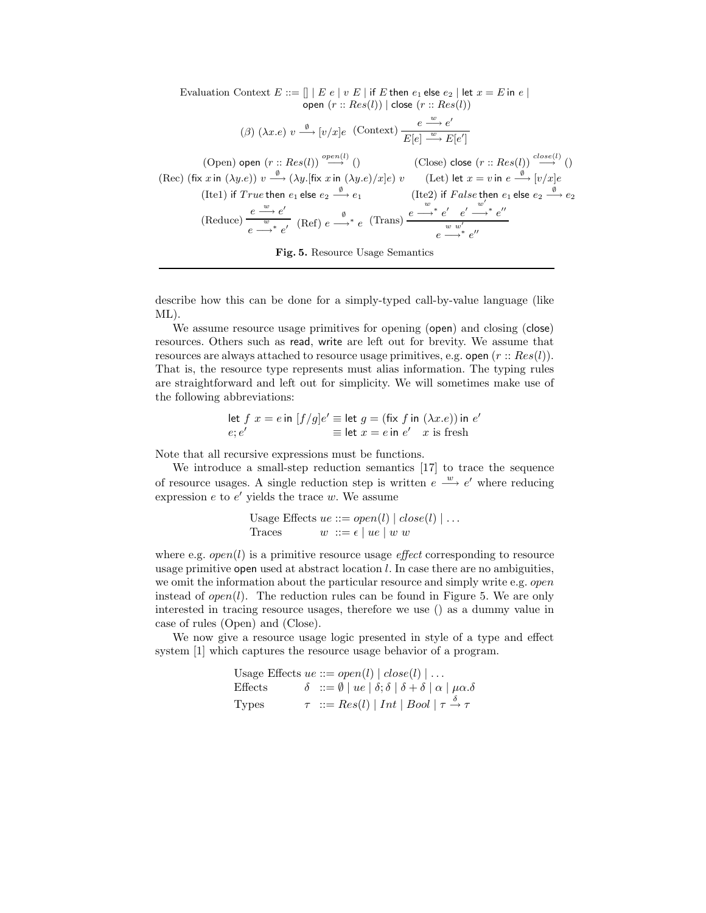$$\text{Evaluation Context } E ::= [] \mid E\ e \mid v\ E \mid \mathsf{if}\ E\ \mathsf{then}\ e_1\ \mathsf{else}\ e_2 \mid \mathsf{let}\ x = E\ \mathsf{in}\ e \mid \mathsf{open}\ (r :: Res(l)) \mid \mathsf{close}\ (r :: Res(l))$$

$$(\beta)\ (\lambda x.e)\ v \xrightarrow{\emptyset} [v/x]e \quad (\text{Context})\ \frac{e \xrightarrow{w} e'}{E[e] \xrightarrow{w} E[e']}$$

$$(\text{Open})\ \mathsf{open}\ (r :: Res(l)) \xrightarrow{open(l)} () \qquad (\text{Close})\ \mathsf{close}\ (r :: Res(l)) \xrightarrow{close(l)} ()$$

$$(\text{Rec})\ (\mathsf{fix}\ x\ \mathsf{in}\ (\lambda y.e))\ v \xrightarrow{\emptyset} (\lambda y.[\mathsf{fix}\ x\ \mathsf{in}\ (\lambda y.e)/x]e)\ v \qquad (\text{Let})\ \mathsf{let}\ x = v\ \mathsf{in}\ e \xrightarrow{\emptyset} [v/x]e$$

$$(\text{Ite1})\ \mathsf{if}\ True\ \mathsf{then}\ e_1\ \mathsf{else}\ e_2 \xrightarrow{\emptyset} e_1 \qquad (\text{Ite2})\ \mathsf{if}\ False\ \mathsf{then}\ e_1\ \mathsf{else}\ e_2 \xrightarrow{\emptyset} e_2$$

$$(\text{Reduce})\ \frac{e \xrightarrow{w} e'}{e \xrightarrow{w}{}^{*} e'} \quad (\text{Ref})\ e \xrightarrow{\emptyset}{}^{*} e \quad (\text{Trans})\ \frac{e \xrightarrow{w}{}^{*} e' \quad e' \xrightarrow{w'}{}^{*} e''}{e \xrightarrow{w\ w'}{}^{*} e''}$$

**Fig. 5.** Resource Usage Semantics

describe how this can be done for a simply-typed call-by-value language (like ML).

We assume resource usage primitives for opening (open) and closing (close) resources. Others such as read, write are left out for brevity. We assume that resources are always attached to resource usage primitives, e.g. open $(r :: Res(l))$. That is, the resource type represents must alias information. The typing rules are straightforward and left out for simplicity. We will sometimes make use of the following abbreviations:

$$\begin{array}{ll} \mathsf{let}\ f\ x = e\ \mathsf{in}\ [f/g]e' & \equiv \mathsf{let}\ g = (\mathsf{fix}\ f\ \mathsf{in}\ (\lambda x.e))\ \mathsf{in}\ e' \\ e; e' & \equiv \mathsf{let}\ x = e\ \mathsf{in}\ e' \quad x \text{ is fresh} \end{array}$$

Note that all recursive expressions must be functions.

We introduce a small-step reduction semantics [17] to trace the sequence of resource usages. A single reduction step is written $e \xrightarrow{w} e'$ where reducing expression $e$ to $e'$ yields the trace $w$. We assume

$$\begin{array}{lll} \text{Usage Effects} & ue & ::= open(l) \mid close(l) \mid \ldots \\ \text{Traces} & w & ::= \epsilon \mid ue \mid w\ w \end{array}$$

where e.g. $open(l)$ is a primitive resource usage *effect* corresponding to resource usage primitive open used at abstract location $l$. In case there are no ambiguities, we omit the information about the particular resource and simply write e.g. *open* instead of $open(l)$. The reduction rules can be found in Figure 5. We are only interested in tracing resource usages, therefore we use () as a dummy value in case of rules (Open) and (Close).

We now give a resource usage logic presented in style of a type and effect system [1] which captures the resource usage behavior of a program.

$$\begin{array}{lll} \text{Usage Effects} & ue & ::= open(l) \mid close(l) \mid \ldots \\ \text{Effects} & \delta & ::= \emptyset \mid ue \mid \delta;\delta \mid \delta + \delta \mid \alpha \mid \mu\alpha.\delta \\ \text{Types} & \tau & ::= Res(l) \mid Int \mid Bool \mid \tau \xrightarrow{\delta} \tau \end{array}$$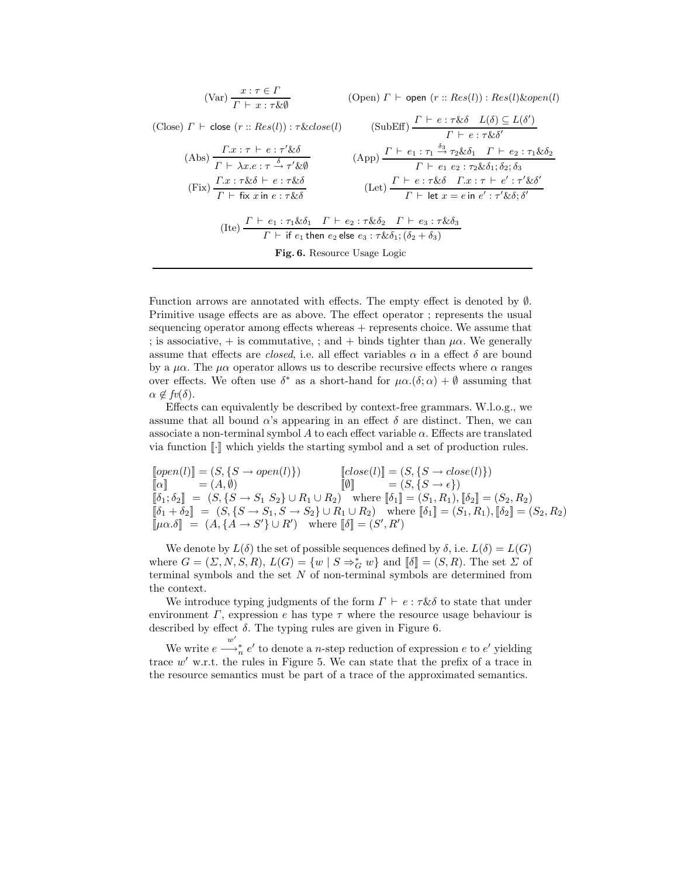$$\text{(Var)}\ \frac{x : \tau \in \Gamma}{\Gamma \vdash x : \tau \& \emptyset} \qquad \text{(Open)}\ \Gamma \vdash \mathsf{open}\ (r :: Res(l)) : Res(l) \& open(l)$$

$$\text{(Close)}\ \Gamma \vdash \mathsf{close}\ (r :: Res(l)) : \tau \& close(l) \qquad \text{(SubEff)}\ \frac{\Gamma \vdash e : \tau \& \delta \quad L(\delta) \subseteq L(\delta')}{\Gamma \vdash e : \tau \& \delta'}$$

$$\text{(Abs)}\ \frac{\Gamma.x : \tau \vdash e : \tau' \& \delta}{\Gamma \vdash \lambda x.e : \tau \xrightarrow{\delta} \tau' \& \emptyset} \qquad \text{(App)}\ \frac{\Gamma \vdash e_1 : \tau_1 \xrightarrow{\delta_3} \tau_2 \& \delta_1 \quad \Gamma \vdash e_2 : \tau_1 \& \delta_2}{\Gamma \vdash e_1\ e_2 : \tau_2 \& \delta_1; \delta_2; \delta_3}$$

$$\text{(Fix)}\ \frac{\Gamma.x : \tau \& \delta \vdash e : \tau \& \delta}{\Gamma \vdash \mathsf{fix}\ x\ \mathsf{in}\ e : \tau \& \delta} \qquad \text{(Let)}\ \frac{\Gamma \vdash e : \tau \& \delta \quad \Gamma.x : \tau \vdash e' : \tau' \& \delta'}{\Gamma \vdash \mathsf{let}\ x = e\ \mathsf{in}\ e' : \tau' \& \delta; \delta'}$$

$$\text{(Ite)}\ \frac{\Gamma \vdash e_1 : \tau_1 \& \delta_1 \quad \Gamma \vdash e_2 : \tau \& \delta_2 \quad \Gamma \vdash e_3 : \tau \& \delta_3}{\Gamma \vdash \mathsf{if}\ e_1\ \mathsf{then}\ e_2\ \mathsf{else}\ e_3 : \tau \& \delta_1; (\delta_2 + \delta_3)}$$

**Fig. 6.** Resource Usage Logic

Function arrows are annotated with effects. The empty effect is denoted by $\emptyset$. Primitive usage effects are as above. The effect operator ; represents the usual sequencing operator among effects whereas + represents choice. We assume that ; is associative, + is commutative, ; and + binds tighter than $\mu\alpha$. We generally assume that effects are *closed*, i.e. all effect variables $\alpha$ in a effect $\delta$ are bound by a $\mu\alpha$. The $\mu\alpha$ operator allows us to describe recursive effects where $\alpha$ ranges over effects. We often use $\delta^*$ as a short-hand for $\mu\alpha.(\delta;\alpha) + \emptyset$ assuming that $\alpha \notin fv(\delta)$.

Effects can equivalently be described by context-free grammars. W.l.o.g., we assume that all bound $\alpha$'s appearing in an effect $\delta$ are distinct. Then, we can associate a non-terminal symbol $A$ to each effect variable $\alpha$. Effects are translated via function $[\![\cdot]\!]$ which yields the starting symbol and a set of production rules.

$$\begin{array}{ll}
[\![open(l)]\!] = (S, \{S \rightarrow open(l)\}) & [\![close(l)]\!] = (S, \{S \rightarrow close(l)\}) \\
[\![\alpha]\!] \quad\ \ = (A, \emptyset) & [\![\emptyset]\!] \quad\ \ = (S, \{S \rightarrow \epsilon\}) \\
\multicolumn{2}{l}{[\![\delta_1;\delta_2]\!] \ = \ (S, \{S \rightarrow S_1\ S_2\} \cup R_1 \cup R_2) \quad \text{where } [\![\delta_1]\!] = (S_1, R_1), [\![\delta_2]\!] = (S_2, R_2)} \\
\multicolumn{2}{l}{[\![\delta_1 + \delta_2]\!] \ = \ (S, \{S \rightarrow S_1, S \rightarrow S_2\} \cup R_1 \cup R_2) \quad \text{where } [\![\delta_1]\!] = (S_1, R_1), [\![\delta_2]\!] = (S_2, R_2)} \\
\multicolumn{2}{l}{[\![\mu\alpha.\delta]\!] \ = \ (A, \{A \rightarrow S'\} \cup R') \quad \text{where } [\![\delta]\!] = (S', R')}
\end{array}$$

We denote by $L(\delta)$ the set of possible sequences defined by $\delta$, i.e. $L(\delta) = L(G)$ where $G = (\Sigma, N, S, R)$, $L(G) = \{w \mid S \Rightarrow_G^* w\}$ and $[\![\delta]\!] = (S, R)$. The set $\Sigma$ of terminal symbols and the set $N$ of non-terminal symbols are determined from the context.

We introduce typing judgments of the form $\Gamma \vdash e : \tau \& \delta$ to state that under environment $\Gamma$, expression $e$ has type $\tau$ where the resource usage behaviour is described by effect $\delta$. The typing rules are given in Figure 6.

We write $e \overset{w'}{\longrightarrow}{}_n^* e'$ to denote a $n$-step reduction of expression $e$ to $e'$ yielding trace $w'$ w.r.t. the rules in Figure 5. We can state that the prefix of a trace in the resource semantics must be part of a trace of the approximated semantics.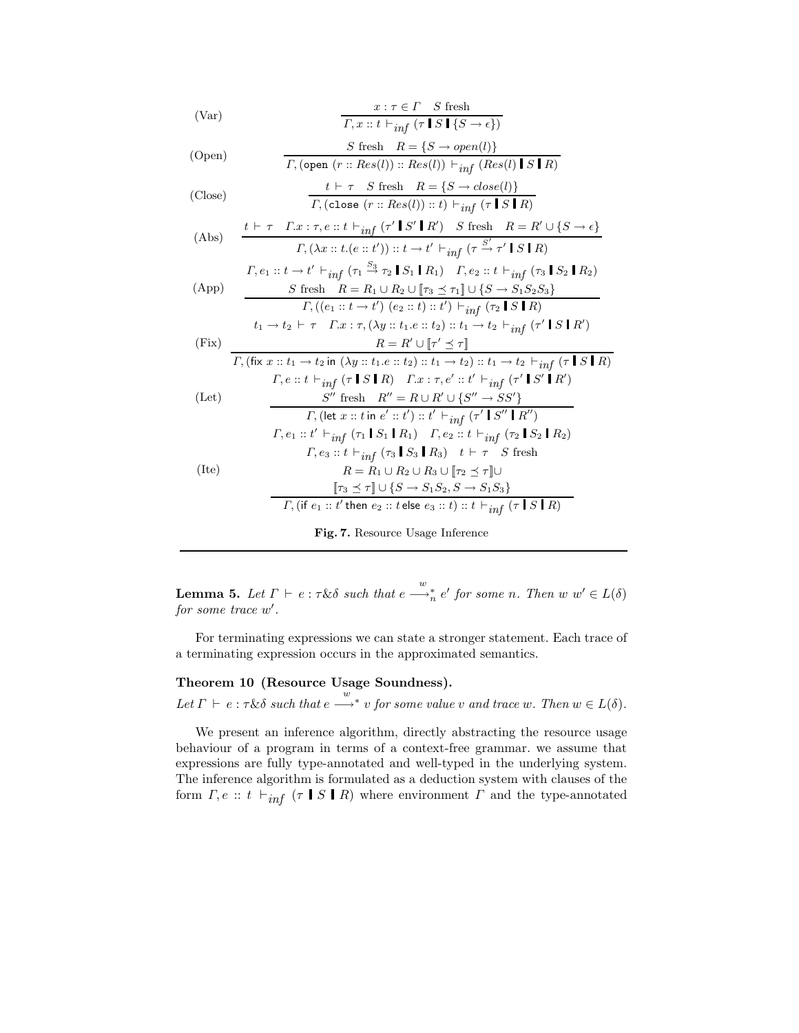$$\text{(Var)} \quad \frac{x : \tau \in \Gamma \quad S \text{ fresh}}{\Gamma, x :: t \vdash_{inf} (\tau \,\rrbracket\, S \,\rrbracket\, \{S \to \epsilon\})}$$

$$\text{(Open)} \quad \frac{S \text{ fresh} \quad R = \{S \to open(l)\}}{\Gamma, (\texttt{open}\ (r :: Res(l)) :: Res(l)) \vdash_{inf} (Res(l) \,\rrbracket\, S \,\rrbracket\, R)}$$

$$\text{(Close)} \quad \frac{t \vdash \tau \quad S \text{ fresh} \quad R = \{S \to close(l)\}}{\Gamma, (\texttt{close}\ (r :: Res(l)) :: t) \vdash_{inf} (\tau \,\rrbracket\, S \,\rrbracket\, R)}$$

$$\text{(Abs)} \quad \frac{t \vdash \tau \quad \Gamma.x : \tau, e :: t \vdash_{inf} (\tau' \,\rrbracket\, S' \,\rrbracket\, R') \quad S \text{ fresh} \quad R = R' \cup \{S \to \epsilon\}}{\Gamma, (\lambda x :: t.(e :: t')) :: t \to t' \vdash_{inf} (\tau \xrightarrow{S'} \tau' \,\rrbracket\, S \,\rrbracket\, R)}$$

$$\text{(App)} \quad \frac{\begin{array}{c}\Gamma, e_1 :: t \to t' \vdash_{inf} (\tau_1 \xrightarrow{S_3} \tau_2 \,\rrbracket\, S_1 \,\rrbracket\, R_1) \quad \Gamma, e_2 :: t \vdash_{inf} (\tau_3 \,\rrbracket\, S_2 \,\rrbracket\, R_2) \\ S \text{ fresh} \quad R = R_1 \cup R_2 \cup [\![\tau_3 \preceq \tau_1]\!] \cup \{S \to S_1 S_2 S_3\}\end{array}}{\Gamma, ((e_1 :: t \to t')\ (e_2 :: t) :: t') \vdash_{inf} (\tau_2 \,\rrbracket\, S \,\rrbracket\, R)}$$

$$\text{(Fix)} \quad \frac{\begin{array}{c}t_1 \to t_2 \vdash \tau \quad \Gamma.x : \tau, (\lambda y :: t_1.e :: t_2) :: t_1 \to t_2 \vdash_{inf} (\tau' \,\rrbracket\, S \,\rrbracket\, R') \\ R = R' \cup [\![\tau' \preceq \tau]\!]\end{array}}{\Gamma, (\textsf{fix}\ x :: t_1 \to t_2 \textsf{ in } (\lambda y :: t_1.e :: t_2) :: t_1 \to t_2) :: t_1 \to t_2 \vdash_{inf} (\tau \,\rrbracket\, S \,\rrbracket\, R)}$$

$$\text{(Let)} \quad \frac{\begin{array}{c}\Gamma, e :: t \vdash_{inf} (\tau \,\rrbracket\, S \,\rrbracket\, R) \quad \Gamma.x : \tau, e' :: t' \vdash_{inf} (\tau' \,\rrbracket\, S' \,\rrbracket\, R') \\ S'' \text{ fresh} \quad R'' = R \cup R' \cup \{S'' \to SS'\}\end{array}}{\Gamma, (\textsf{let}\ x :: t \textsf{ in } e' :: t') :: t' \vdash_{inf} (\tau' \,\rrbracket\, S'' \,\rrbracket\, R'')}$$

$$\text{(Ite)} \quad \frac{\begin{array}{c}\Gamma, e_1 :: t' \vdash_{inf} (\tau_1 \,\rrbracket\, S_1 \,\rrbracket\, R_1) \quad \Gamma, e_2 :: t \vdash_{inf} (\tau_2 \,\rrbracket\, S_2 \,\rrbracket\, R_2) \\ \Gamma, e_3 :: t \vdash_{inf} (\tau_3 \,\rrbracket\, S_3 \,\rrbracket\, R_3) \quad t \vdash \tau \quad S \text{ fresh} \\ R = R_1 \cup R_2 \cup R_3 \cup [\![\tau_2 \preceq \tau]\!] \cup \\ [\![\tau_3 \preceq \tau]\!] \cup \{S \to S_1 S_2, S \to S_1 S_3\}\end{array}}{\Gamma, (\textsf{if}\ e_1 :: t' \textsf{ then } e_2 :: t \textsf{ else } e_3 :: t) :: t \vdash_{inf} (\tau \,\rrbracket\, S \,\rrbracket\, R)}$$

**Fig. 7.** Resource Usage Inference

**Lemma 5.** *Let $\Gamma \vdash e : \tau \& \delta$ such that $e \xrightarrow{w}_n^* e'$ for some $n$. Then $w\ w' \in L(\delta)$ for some trace $w'$.*

For terminating expressions we can state a stronger statement. Each trace of a terminating expression occurs in the approximated semantics.

**Theorem 10 (Resource Usage Soundness).**
*Let $\Gamma \vdash e : \tau \& \delta$ such that $e \xrightarrow{w}^* v$ for some value $v$ and trace $w$. Then $w \in L(\delta)$.*

We present an inference algorithm, directly abstracting the resource usage behaviour of a program in terms of a context-free grammar. we assume that expressions are fully type-annotated and well-typed in the underlying system. The inference algorithm is formulated as a deduction system with clauses of the form $\Gamma, e :: t \vdash_{inf} (\tau \,\rrbracket\, S \,\rrbracket\, R)$ where environment $\Gamma$ and the type-annotated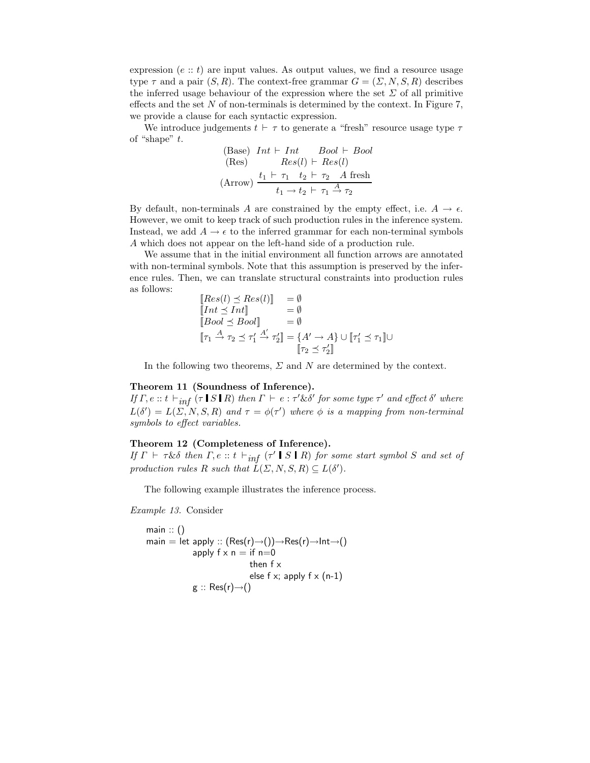expression $(e :: t)$ are input values. As output values, we find a resource usage type $\tau$ and a pair $(S, R)$. The context-free grammar $G = (\Sigma, N, S, R)$ describes the inferred usage behaviour of the expression where the set $\Sigma$ of all primitive effects and the set $N$ of non-terminals is determined by the context. In Figure 7, we provide a clause for each syntactic expression.

We introduce judgements $t \vdash \tau$ to generate a "fresh" resource usage type $\tau$ of "shape" $t$.

$$
\begin{array}{ll}
\text{(Base)} & Int \vdash Int \qquad Bool \vdash Bool \\
\text{(Res)} & \qquad Res(l) \vdash Res(l) \\
\text{(Arrow)} & \dfrac{t_1 \vdash \tau_1 \quad t_2 \vdash \tau_2 \quad A \text{ fresh}}{t_1 \rightarrow t_2 \vdash \tau_1 \xrightarrow{A} \tau_2}
\end{array}
$$

By default, non-terminals $A$ are constrained by the empty effect, i.e. $A \rightarrow \epsilon$. However, we omit to keep track of such production rules in the inference system. Instead, we add $A \rightarrow \epsilon$ to the inferred grammar for each non-terminal symbols $A$ which does not appear on the left-hand side of a production rule.

We assume that in the initial environment all function arrows are annotated with non-terminal symbols. Note that this assumption is preserved by the inference rules. Then, we can translate structural constraints into production rules as follows:

$$
\begin{array}{ll}
[\![ Res(l) \preceq Res(l) ]\!] & = \emptyset \\
[\![ Int \preceq Int ]\!] & = \emptyset \\
[\![ Bool \preceq Bool ]\!] & = \emptyset \\
[\![ \tau_1 \xrightarrow{A} \tau_2 \preceq \tau_1' \xrightarrow{A'} \tau_2' ]\!] & = \{A' \rightarrow A\} \cup [\![ \tau_1' \preceq \tau_1 ]\!] \cup \\
 & \quad\; [\![ \tau_2 \preceq \tau_2' ]\!]
\end{array}
$$

In the following two theorems, $\Sigma$ and $N$ are determined by the context.

**Theorem 11 (Soundness of Inference).**
*If $\Gamma, e :: t \vdash_{inf} (\tau \,|\, S \,|\, R)$ then $\Gamma \vdash e : \tau' \& \delta'$ for some type $\tau'$ and effect $\delta'$ where $L(\delta') = L(\Sigma, N, S, R)$ and $\tau = \phi(\tau')$ where $\phi$ is a mapping from non-terminal symbols to effect variables.*

**Theorem 12 (Completeness of Inference).**
*If $\Gamma \vdash \tau \& \delta$ then $\Gamma, e :: t \vdash_{inf} (\tau' \,|\, S \,|\, R)$ for some start symbol $S$ and set of production rules $R$ such that $L(\Sigma, N, S, R) \subseteq L(\delta')$.*

The following example illustrates the inference process.

*Example 13.* Consider

```
main :: ()
main = let apply :: (Res(r)→())→Res(r)→Int→()
           apply f x n = if n=0
                         then f x
                         else f x; apply f x (n-1)
           g :: Res(r)→()
```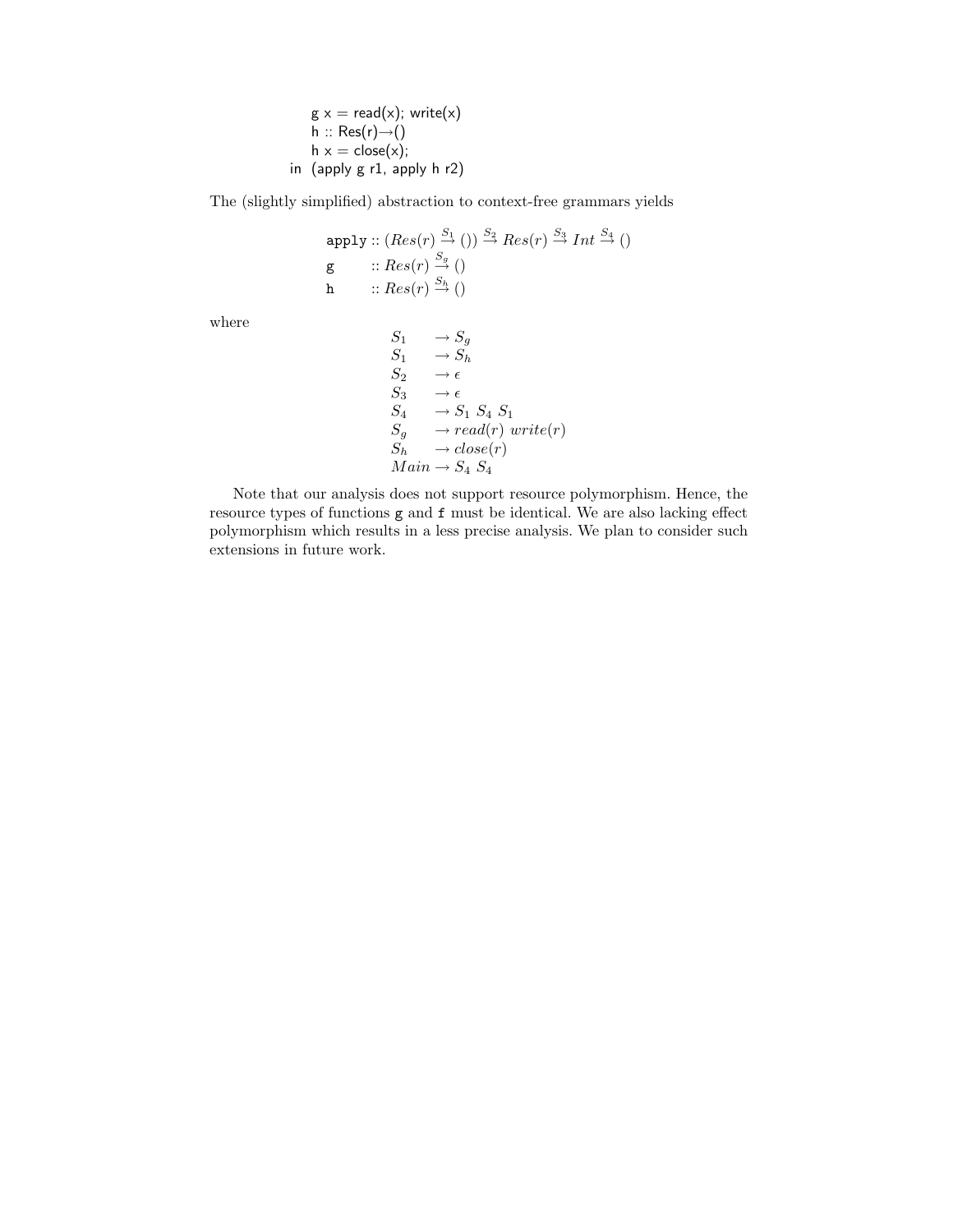```
    g x = read(x); write(x)
    h :: Res(r)→()
    h x = close(x);
in  (apply g r1, apply h r2)
```

The (slightly simplified) abstraction to context-free grammars yields

$$
\begin{array}{ll}
\texttt{apply} & :: (Res(r) \xrightarrow{S_1} ()) \xrightarrow{S_2} Res(r) \xrightarrow{S_3} Int \xrightarrow{S_4} () \\
\texttt{g} & :: Res(r) \xrightarrow{S_g} () \\
\texttt{h} & :: Res(r) \xrightarrow{S_h} ()
\end{array}
$$

where

$$
\begin{array}{ll}
S_1 & \rightarrow S_g \\
S_1 & \rightarrow S_h \\
S_2 & \rightarrow \epsilon \\
S_3 & \rightarrow \epsilon \\
S_4 & \rightarrow S_1 \ S_4 \ S_1 \\
S_g & \rightarrow read(r) \ write(r) \\
S_h & \rightarrow close(r) \\
Main & \rightarrow S_4 \ S_4
\end{array}
$$

Note that our analysis does not support resource polymorphism. Hence, the resource types of functions `g` and `f` must be identical. We are also lacking effect polymorphism which results in a less precise analysis. We plan to consider such extensions in future work.